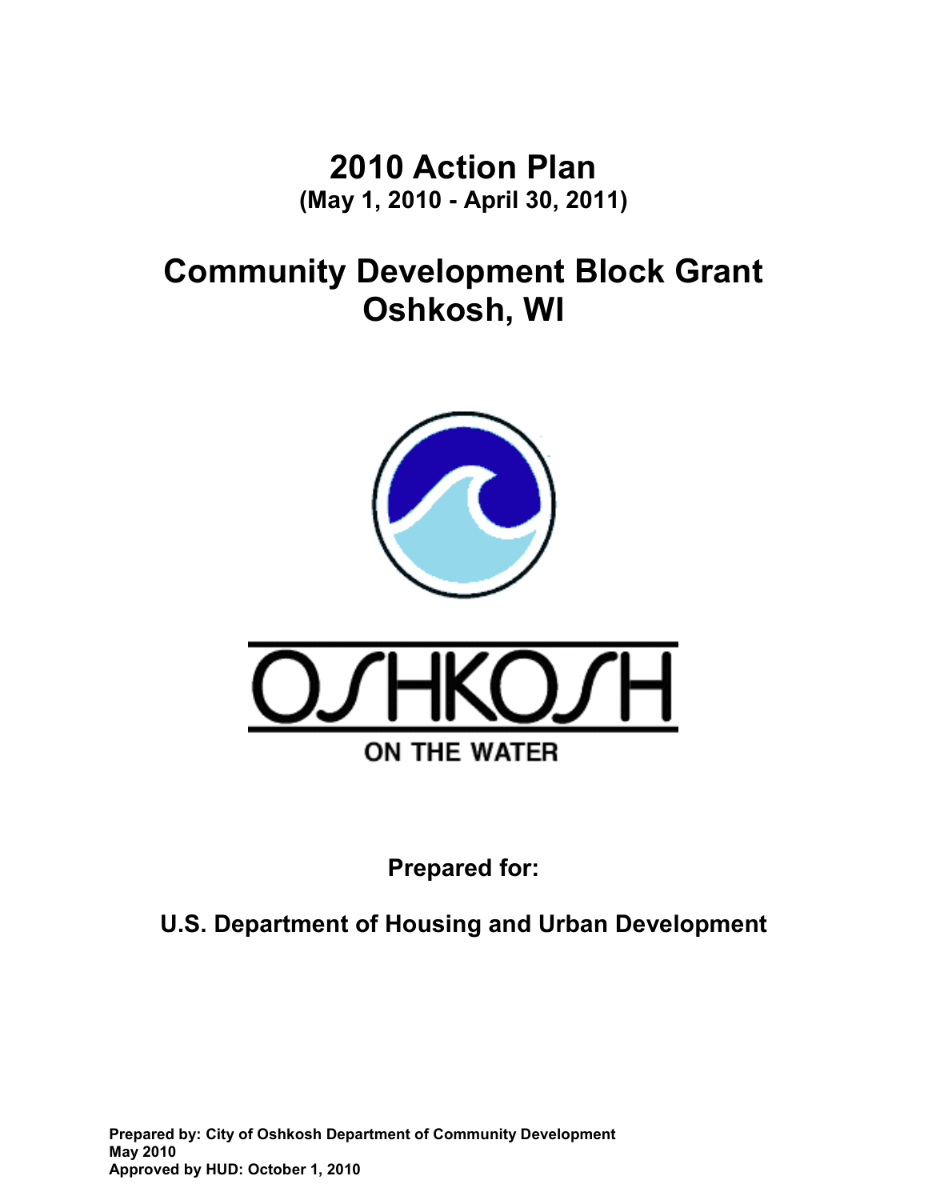# 2010 Action Plan

**(May 1, 2010 - April 30, 2011)**

# Community Development Block Grant
# Oshkosh, WI

OSHKOSH

ON THE WATER

**Prepared for:**

**U.S. Department of Housing and Urban Development**

**Prepared by: City of Oshkosh Department of Community Development**
**May 2010**
**Approved by HUD: October 1, 2010**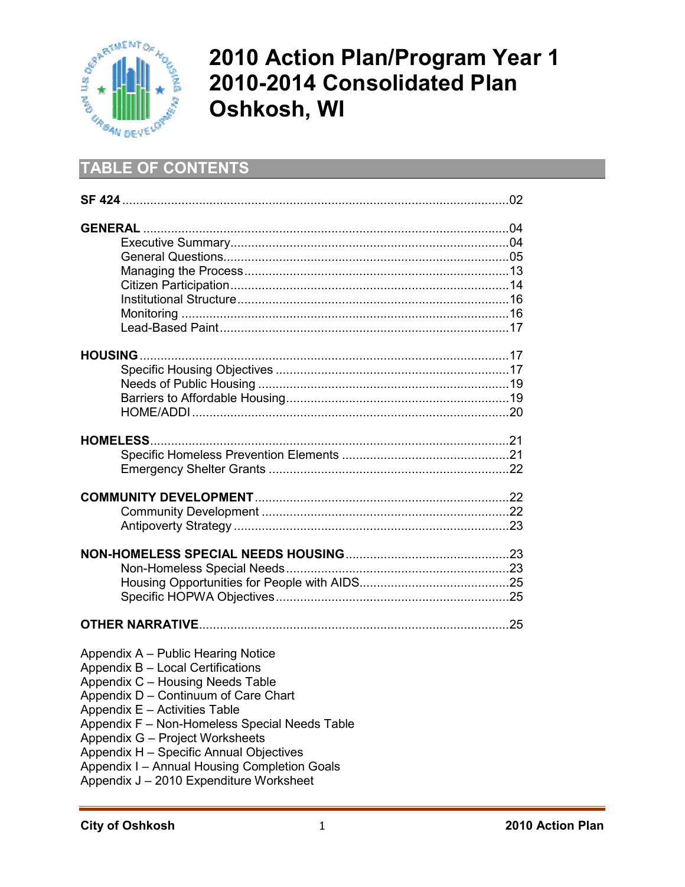# 2010 Action Plan/Program Year 1
# 2010-2014 Consolidated Plan
# Oshkosh, WI

## TABLE OF CONTENTS

**SF 424** .......... 02

**GENERAL** .......... 04
- Executive Summary .......... 04
- General Questions .......... 05
- Managing the Process .......... 13
- Citizen Participation .......... 14
- Institutional Structure .......... 16
- Monitoring .......... 16
- Lead-Based Paint .......... 17

**HOUSING** .......... 17
- Specific Housing Objectives .......... 17
- Needs of Public Housing .......... 19
- Barriers to Affordable Housing .......... 19
- HOME/ADDI .......... 20

**HOMELESS** .......... 21
- Specific Homeless Prevention Elements .......... 21
- Emergency Shelter Grants .......... 22

**COMMUNITY DEVELOPMENT** .......... 22
- Community Development .......... 22
- Antipoverty Strategy .......... 23

**NON-HOMELESS SPECIAL NEEDS HOUSING** .......... 23
- Non-Homeless Special Needs .......... 23
- Housing Opportunities for People with AIDS .......... 25
- Specific HOPWA Objectives .......... 25

**OTHER NARRATIVE** .......... 25

Appendix A – Public Hearing Notice
Appendix B – Local Certifications
Appendix C – Housing Needs Table
Appendix D – Continuum of Care Chart
Appendix E – Activities Table
Appendix F – Non-Homeless Special Needs Table
Appendix G – Project Worksheets
Appendix H – Specific Annual Objectives
Appendix I – Annual Housing Completion Goals
Appendix J – 2010 Expenditure Worksheet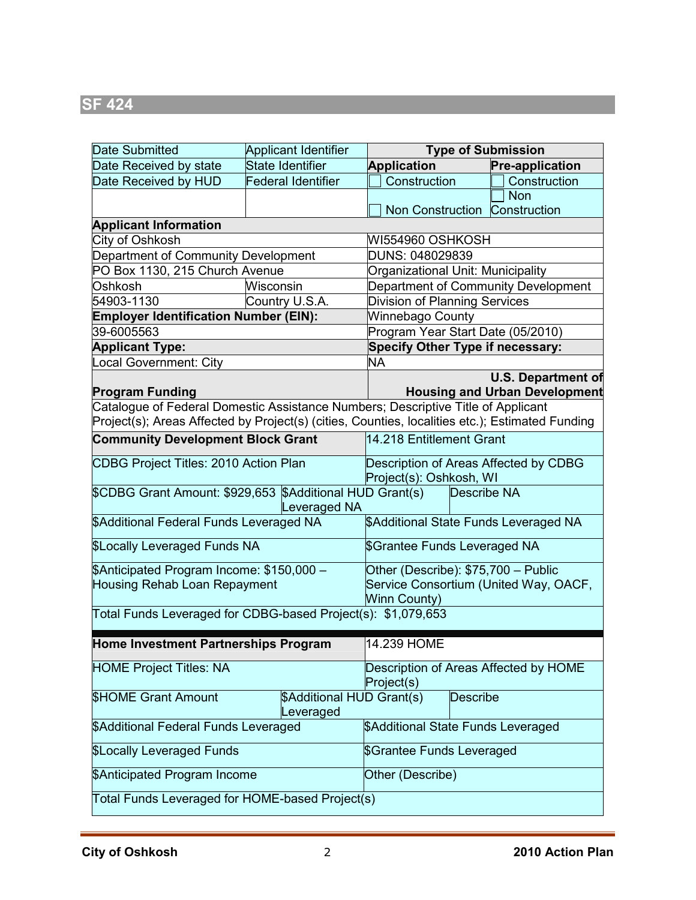## SF 424

| Date Submitted | Applicant Identifier | Type of Submission | |
|---|---|---|---|
| Date Received by state | State Identifier | **Application** | **Pre-application** |
| Date Received by HUD | Federal Identifier | ☐ Construction | ☐ Construction |
| | | ☐ Non Construction | ☐ Non Construction |
| **Applicant Information** | | | |
| City of Oshkosh | | WI554960 OSHKOSH | |
| Department of Community Development | | DUNS: 048029839 | |
| PO Box 1130, 215 Church Avenue | | Organizational Unit: Municipality | |
| Oshkosh | Wisconsin | Department of Community Development | |
| 54903-1130 | Country U.S.A. | Division of Planning Services | |
| **Employer Identification Number (EIN):** | | Winnebago County | |
| 39-6005563 | | Program Year Start Date (05/2010) | |
| **Applicant Type:** | | **Specify Other Type if necessary:** | |
| Local Government: City | | NA | |
| **Program Funding** | | **U.S. Department of Housing and Urban Development** | |

| Catalogue of Federal Domestic Assistance Numbers; Descriptive Title of Applicant Project(s); Areas Affected by Project(s) (cities, Counties, localities etc.); Estimated Funding | | |
|---|---|---|
| **Community Development Block Grant** | 14.218 Entitlement Grant | |
| CDBG Project Titles: 2010 Action Plan | Description of Areas Affected by CDBG Project(s): Oshkosh, WI | |
| $CDBG Grant Amount: $929,653 | $Additional HUD Grant(s) Leveraged NA | Describe NA |
| $Additional Federal Funds Leveraged NA | $Additional State Funds Leveraged NA | |
| $Locally Leveraged Funds NA | $Grantee Funds Leveraged NA | |
| $Anticipated Program Income: $150,000 – Housing Rehab Loan Repayment | Other (Describe): $75,700 – Public Service Consortium (United Way, OACF, Winn County) | |
| Total Funds Leveraged for CDBG-based Project(s): $1,079,653 | | |

| **Home Investment Partnerships Program** | 14.239 HOME | |
|---|---|---|
| HOME Project Titles: NA | Description of Areas Affected by HOME Project(s) | |
| $HOME Grant Amount | $Additional HUD Grant(s) Leveraged | Describe |
| $Additional Federal Funds Leveraged | $Additional State Funds Leveraged | |
| $Locally Leveraged Funds | $Grantee Funds Leveraged | |
| $Anticipated Program Income | Other (Describe) | |
| Total Funds Leveraged for HOME-based Project(s) | | |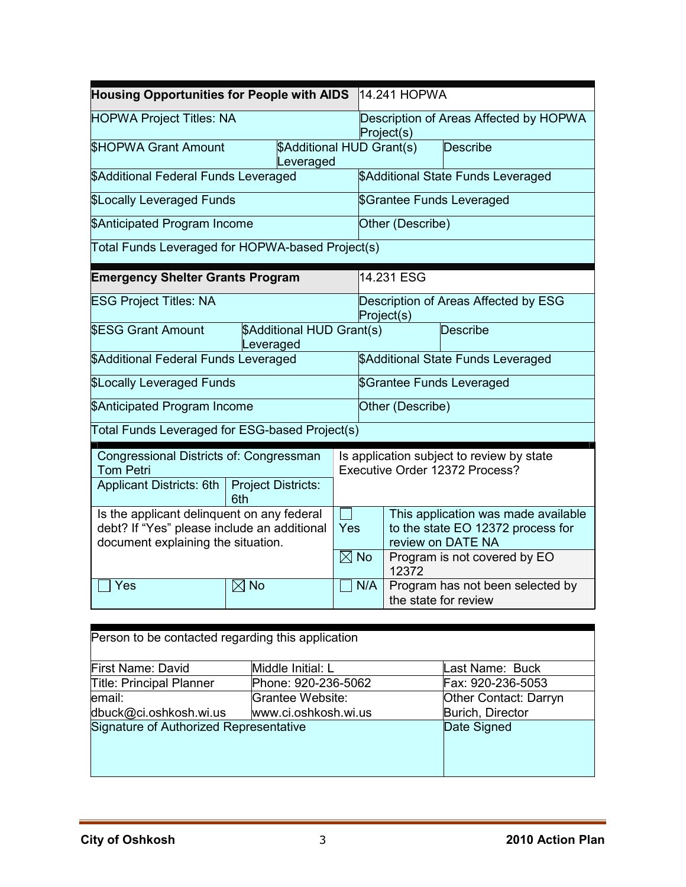| Housing Opportunities for People with AIDS | | 14.241 HOPWA | |
|---|---|---|---|
| HOPWA Project Titles: NA | | Description of Areas Affected by HOPWA Project(s) | |
| $HOPWA Grant Amount | $Additional HUD Grant(s) Leveraged | | Describe |
| $Additional Federal Funds Leveraged | | $Additional State Funds Leveraged | |
| $Locally Leveraged Funds | | $Grantee Funds Leveraged | |
| $Anticipated Program Income | | Other (Describe) | |
| Total Funds Leveraged for HOPWA-based Project(s) | | | |

| Emergency Shelter Grants Program | | 14.231 ESG | |
|---|---|---|---|
| ESG Project Titles: NA | | Description of Areas Affected by ESG Project(s) | |
| $ESG Grant Amount | $Additional HUD Grant(s) Leveraged | | Describe |
| $Additional Federal Funds Leveraged | | $Additional State Funds Leveraged | |
| $Locally Leveraged Funds | | $Grantee Funds Leveraged | |
| $Anticipated Program Income | | Other (Describe) | |
| Total Funds Leveraged for ESG-based Project(s) | | | |

| Congressional Districts of: Congressman Tom Petri | | Is application subject to review by state Executive Order 12372 Process? | |
|---|---|---|---|
| Applicant Districts: 6th | Project Districts: 6th | | |
| Is the applicant delinquent on any federal debt? If "Yes" please include an additional document explaining the situation. | | ☐ Yes | This application was made available to the state EO 12372 process for review on DATE NA |
| | | ☒ No | Program is not covered by EO 12372 |
| ☐ Yes | ☒ No | ☐ N/A | Program has not been selected by the state for review |

| Person to be contacted regarding this application | | |
|---|---|---|
| First Name: David | Middle Initial: L | Last Name: Buck |
| Title: Principal Planner | Phone: 920-236-5062 | Fax: 920-236-5053 |
| email: dbuck@ci.oshkosh.wi.us | Grantee Website: www.ci.oshkosh.wi.us | Other Contact: Darryn Burich, Director |
| Signature of Authorized Representative | | Date Signed |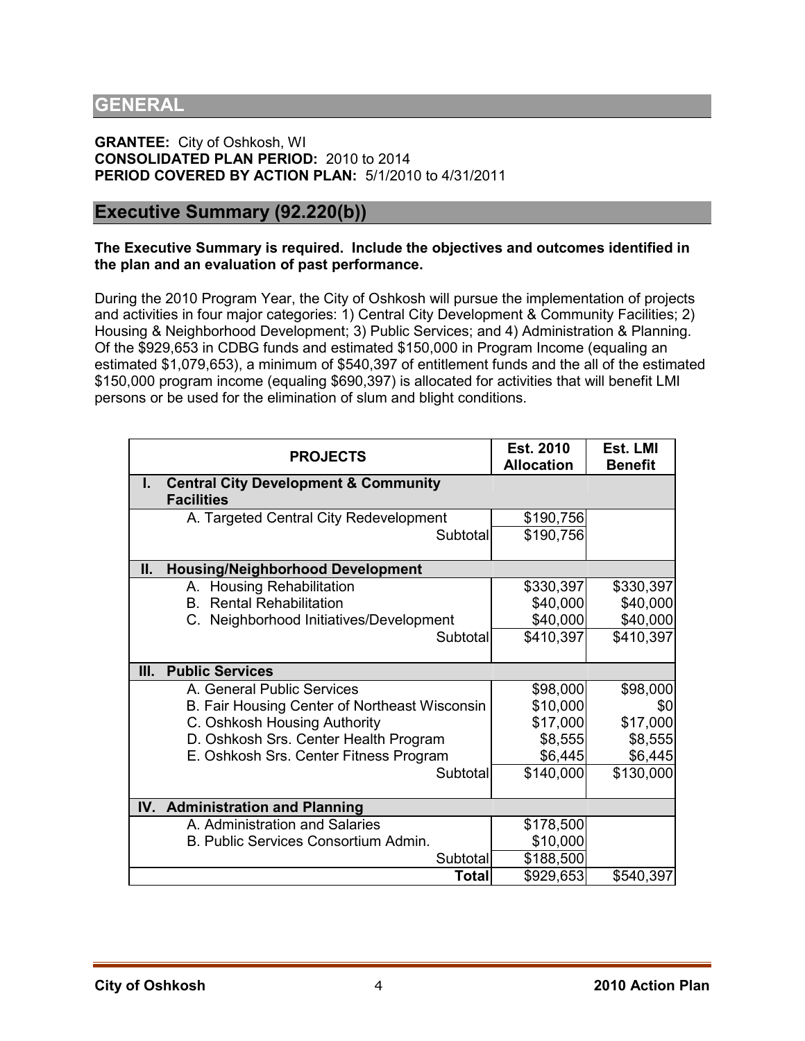## GENERAL

**GRANTEE:** City of Oshkosh, WI
**CONSOLIDATED PLAN PERIOD:** 2010 to 2014
**PERIOD COVERED BY ACTION PLAN:** 5/1/2010 to 4/31/2011

## Executive Summary (92.220(b))

**The Executive Summary is required. Include the objectives and outcomes identified in the plan and an evaluation of past performance.**

During the 2010 Program Year, the City of Oshkosh will pursue the implementation of projects and activities in four major categories: 1) Central City Development & Community Facilities; 2) Housing & Neighborhood Development; 3) Public Services; and 4) Administration & Planning. Of the $929,653 in CDBG funds and estimated $150,000 in Program Income (equaling an estimated $1,079,653), a minimum of $540,397 of entitlement funds and the all of the estimated $150,000 program income (equaling $690,397) is allocated for activities that will benefit LMI persons or be used for the elimination of slum and blight conditions.

| PROJECTS | Est. 2010 Allocation | Est. LMI Benefit |
|---|---|---|
| **I. Central City Development & Community Facilities** | | |
| A. Targeted Central City Redevelopment | $190,756 | |
| Subtotal | $190,756 | |
| **II. Housing/Neighborhood Development** | | |
| A. Housing Rehabilitation | $330,397 | $330,397 |
| B. Rental Rehabilitation | $40,000 | $40,000 |
| C. Neighborhood Initiatives/Development | $40,000 | $40,000 |
| Subtotal | $410,397 | $410,397 |
| **III. Public Services** | | |
| A. General Public Services | $98,000 | $98,000 |
| B. Fair Housing Center of Northeast Wisconsin | $10,000 | $0 |
| C. Oshkosh Housing Authority | $17,000 | $17,000 |
| D. Oshkosh Srs. Center Health Program | $8,555 | $8,555 |
| E. Oshkosh Srs. Center Fitness Program | $6,445 | $6,445 |
| Subtotal | $140,000 | $130,000 |
| **IV. Administration and Planning** | | |
| A. Administration and Salaries | $178,500 | |
| B. Public Services Consortium Admin. | $10,000 | |
| Subtotal | $188,500 | |
| **Total** | $929,653 | $540,397 |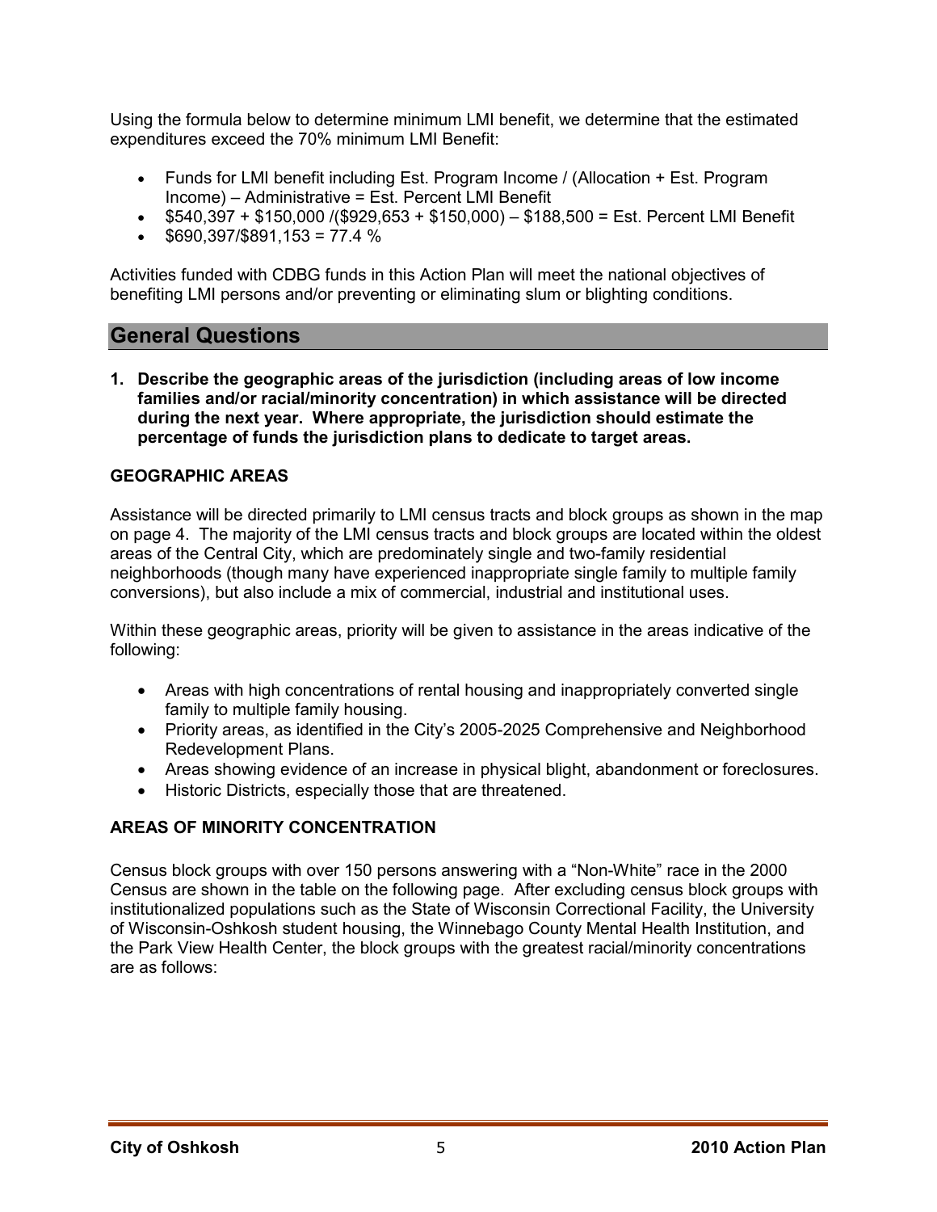Using the formula below to determine minimum LMI benefit, we determine that the estimated expenditures exceed the 70% minimum LMI Benefit:

- Funds for LMI benefit including Est. Program Income / (Allocation + Est. Program Income) – Administrative = Est. Percent LMI Benefit
- $540,397 + $150,000 /($929,653 + $150,000) – $188,500 = Est. Percent LMI Benefit
- $690,397/$891,153 = 77.4 %

Activities funded with CDBG funds in this Action Plan will meet the national objectives of benefiting LMI persons and/or preventing or eliminating slum or blighting conditions.

## General Questions

**1. Describe the geographic areas of the jurisdiction (including areas of low income families and/or racial/minority concentration) in which assistance will be directed during the next year. Where appropriate, the jurisdiction should estimate the percentage of funds the jurisdiction plans to dedicate to target areas.**

**GEOGRAPHIC AREAS**

Assistance will be directed primarily to LMI census tracts and block groups as shown in the map on page 4. The majority of the LMI census tracts and block groups are located within the oldest areas of the Central City, which are predominately single and two-family residential neighborhoods (though many have experienced inappropriate single family to multiple family conversions), but also include a mix of commercial, industrial and institutional uses.

Within these geographic areas, priority will be given to assistance in the areas indicative of the following:

- Areas with high concentrations of rental housing and inappropriately converted single family to multiple family housing.
- Priority areas, as identified in the City's 2005-2025 Comprehensive and Neighborhood Redevelopment Plans.
- Areas showing evidence of an increase in physical blight, abandonment or foreclosures.
- Historic Districts, especially those that are threatened.

**AREAS OF MINORITY CONCENTRATION**

Census block groups with over 150 persons answering with a "Non-White" race in the 2000 Census are shown in the table on the following page. After excluding census block groups with institutionalized populations such as the State of Wisconsin Correctional Facility, the University of Wisconsin-Oshkosh student housing, the Winnebago County Mental Health Institution, and the Park View Health Center, the block groups with the greatest racial/minority concentrations are as follows: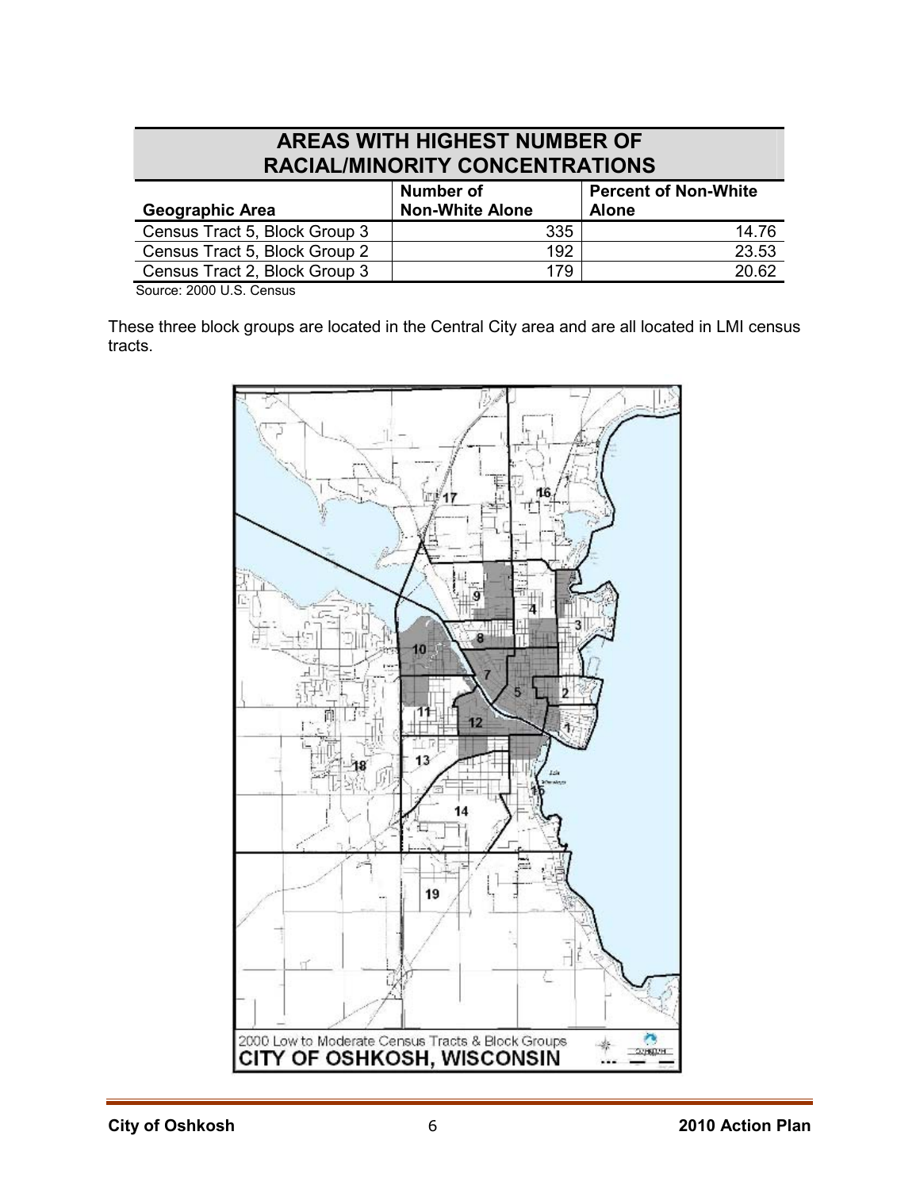| AREAS WITH HIGHEST NUMBER OF RACIAL/MINORITY CONCENTRATIONS | | |
|---|---|---|
| **Geographic Area** | **Number of Non-White Alone** | **Percent of Non-White Alone** |
| Census Tract 5, Block Group 3 | 335 | 14.76 |
| Census Tract 5, Block Group 2 | 192 | 23.53 |
| Census Tract 2, Block Group 3 | 179 | 20.62 |

Source: 2000 U.S. Census

These three block groups are located in the Central City area and are all located in LMI census tracts.

2000 Low to Moderate Census Tracts & Block Groups
CITY OF OSHKOSH, WISCONSIN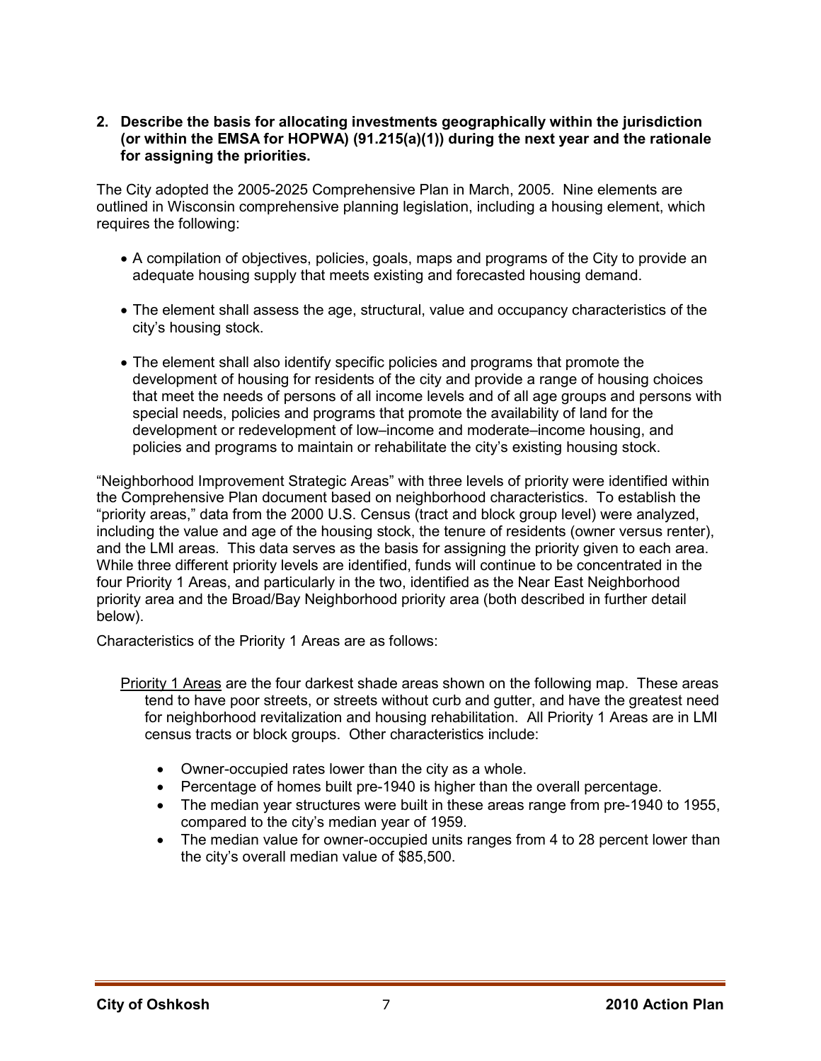**2. Describe the basis for allocating investments geographically within the jurisdiction (or within the EMSA for HOPWA) (91.215(a)(1)) during the next year and the rationale for assigning the priorities.**

The City adopted the 2005-2025 Comprehensive Plan in March, 2005. Nine elements are outlined in Wisconsin comprehensive planning legislation, including a housing element, which requires the following:

- A compilation of objectives, policies, goals, maps and programs of the City to provide an adequate housing supply that meets existing and forecasted housing demand.
- The element shall assess the age, structural, value and occupancy characteristics of the city's housing stock.
- The element shall also identify specific policies and programs that promote the development of housing for residents of the city and provide a range of housing choices that meet the needs of persons of all income levels and of all age groups and persons with special needs, policies and programs that promote the availability of land for the development or redevelopment of low–income and moderate–income housing, and policies and programs to maintain or rehabilitate the city's existing housing stock.

"Neighborhood Improvement Strategic Areas" with three levels of priority were identified within the Comprehensive Plan document based on neighborhood characteristics. To establish the "priority areas," data from the 2000 U.S. Census (tract and block group level) were analyzed, including the value and age of the housing stock, the tenure of residents (owner versus renter), and the LMI areas. This data serves as the basis for assigning the priority given to each area. While three different priority levels are identified, funds will continue to be concentrated in the four Priority 1 Areas, and particularly in the two, identified as the Near East Neighborhood priority area and the Broad/Bay Neighborhood priority area (both described in further detail below).

Characteristics of the Priority 1 Areas are as follows:

Priority 1 Areas are the four darkest shade areas shown on the following map. These areas tend to have poor streets, or streets without curb and gutter, and have the greatest need for neighborhood revitalization and housing rehabilitation. All Priority 1 Areas are in LMI census tracts or block groups. Other characteristics include:

- Owner-occupied rates lower than the city as a whole.
- Percentage of homes built pre-1940 is higher than the overall percentage.
- The median year structures were built in these areas range from pre-1940 to 1955, compared to the city's median year of 1959.
- The median value for owner-occupied units ranges from 4 to 28 percent lower than the city's overall median value of $85,500.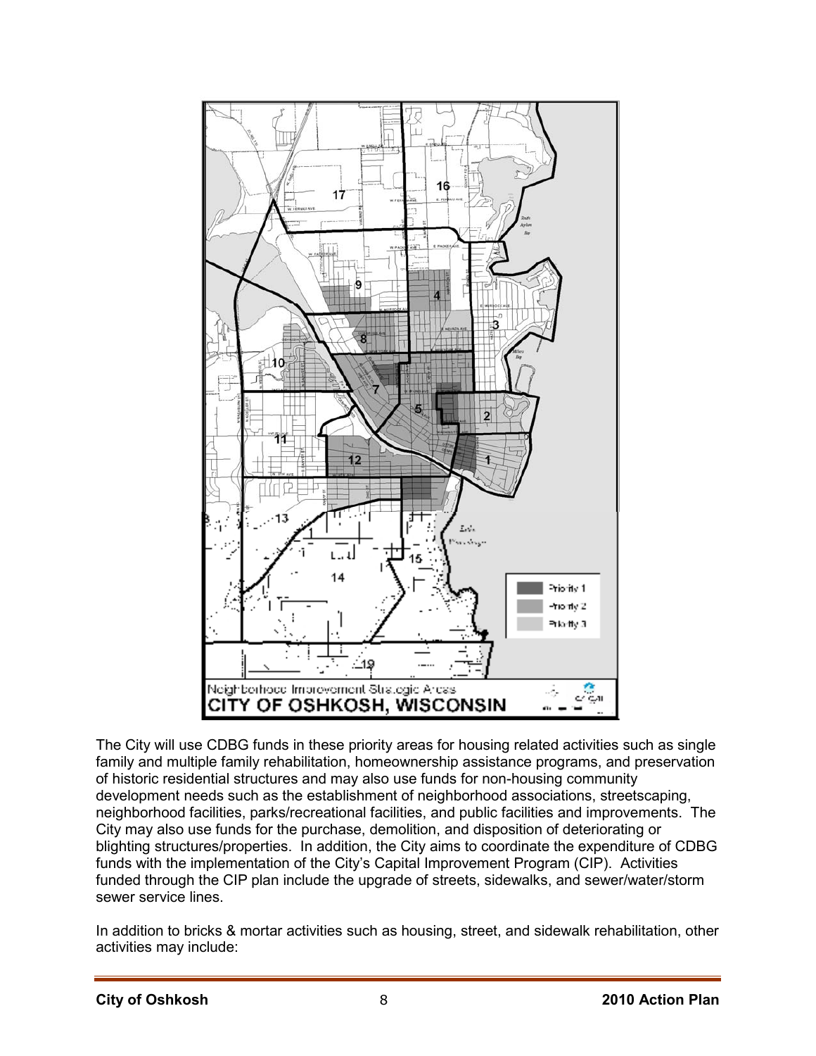The City will use CDBG funds in these priority areas for housing related activities such as single family and multiple family rehabilitation, homeownership assistance programs, and preservation of historic residential structures and may also use funds for non-housing community development needs such as the establishment of neighborhood associations, streetscaping, neighborhood facilities, parks/recreational facilities, and public facilities and improvements. The City may also use funds for the purchase, demolition, and disposition of deteriorating or blighting structures/properties. In addition, the City aims to coordinate the expenditure of CDBG funds with the implementation of the City's Capital Improvement Program (CIP). Activities funded through the CIP plan include the upgrade of streets, sidewalks, and sewer/water/storm sewer service lines.

In addition to bricks & mortar activities such as housing, street, and sidewalk rehabilitation, other activities may include: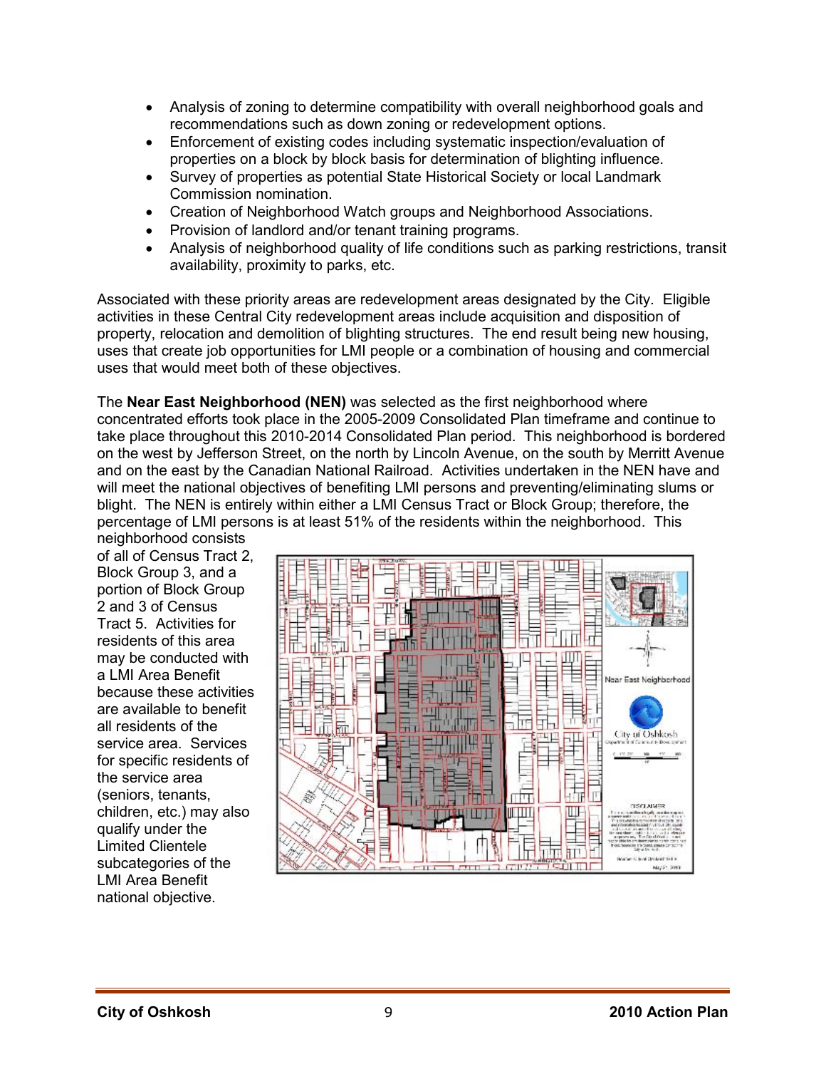- Analysis of zoning to determine compatibility with overall neighborhood goals and recommendations such as down zoning or redevelopment options.
- Enforcement of existing codes including systematic inspection/evaluation of properties on a block by block basis for determination of blighting influence.
- Survey of properties as potential State Historical Society or local Landmark Commission nomination.
- Creation of Neighborhood Watch groups and Neighborhood Associations.
- Provision of landlord and/or tenant training programs.
- Analysis of neighborhood quality of life conditions such as parking restrictions, transit availability, proximity to parks, etc.

Associated with these priority areas are redevelopment areas designated by the City. Eligible activities in these Central City redevelopment areas include acquisition and disposition of property, relocation and demolition of blighting structures. The end result being new housing, uses that create job opportunities for LMI people or a combination of housing and commercial uses that would meet both of these objectives.

The **Near East Neighborhood (NEN)** was selected as the first neighborhood where concentrated efforts took place in the 2005-2009 Consolidated Plan timeframe and continue to take place throughout this 2010-2014 Consolidated Plan period. This neighborhood is bordered on the west by Jefferson Street, on the north by Lincoln Avenue, on the south by Merritt Avenue and on the east by the Canadian National Railroad. Activities undertaken in the NEN have and will meet the national objectives of benefiting LMI persons and preventing/eliminating slums or blight. The NEN is entirely within either a LMI Census Tract or Block Group; therefore, the percentage of LMI persons is at least 51% of the residents within the neighborhood. This neighborhood consists of all of Census Tract 2, Block Group 3, and a portion of Block Group 2 and 3 of Census Tract 5. Activities for residents of this area may be conducted with a LMI Area Benefit because these activities are available to benefit all residents of the service area. Services for specific residents of the service area (seniors, tenants, children, etc.) may also qualify under the Limited Clientele subcategories of the LMI Area Benefit national objective.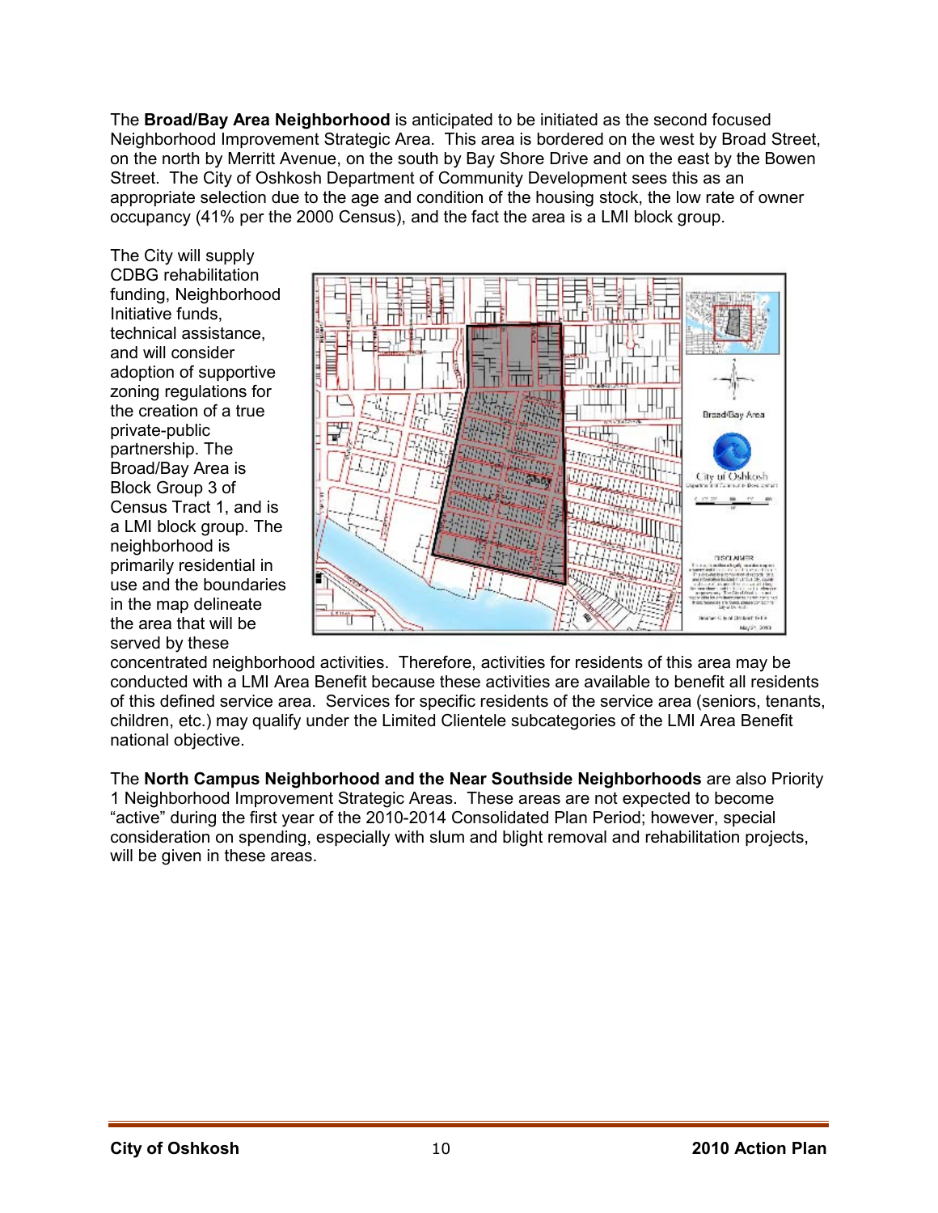The **Broad/Bay Area Neighborhood** is anticipated to be initiated as the second focused Neighborhood Improvement Strategic Area. This area is bordered on the west by Broad Street, on the north by Merritt Avenue, on the south by Bay Shore Drive and on the east by the Bowen Street. The City of Oshkosh Department of Community Development sees this as an appropriate selection due to the age and condition of the housing stock, the low rate of owner occupancy (41% per the 2000 Census), and the fact the area is a LMI block group.

The City will supply CDBG rehabilitation funding, Neighborhood Initiative funds, technical assistance, and will consider adoption of supportive zoning regulations for the creation of a true private-public partnership. The Broad/Bay Area is Block Group 3 of Census Tract 1, and is a LMI block group. The neighborhood is primarily residential in use and the boundaries in the map delineate the area that will be served by these concentrated neighborhood activities. Therefore, activities for residents of this area may be conducted with a LMI Area Benefit because these activities are available to benefit all residents of this defined service area. Services for specific residents of the service area (seniors, tenants, children, etc.) may qualify under the Limited Clientele subcategories of the LMI Area Benefit national objective.

The **North Campus Neighborhood and the Near Southside Neighborhoods** are also Priority 1 Neighborhood Improvement Strategic Areas. These areas are not expected to become "active" during the first year of the 2010-2014 Consolidated Plan Period; however, special consideration on spending, especially with slum and blight removal and rehabilitation projects, will be given in these areas.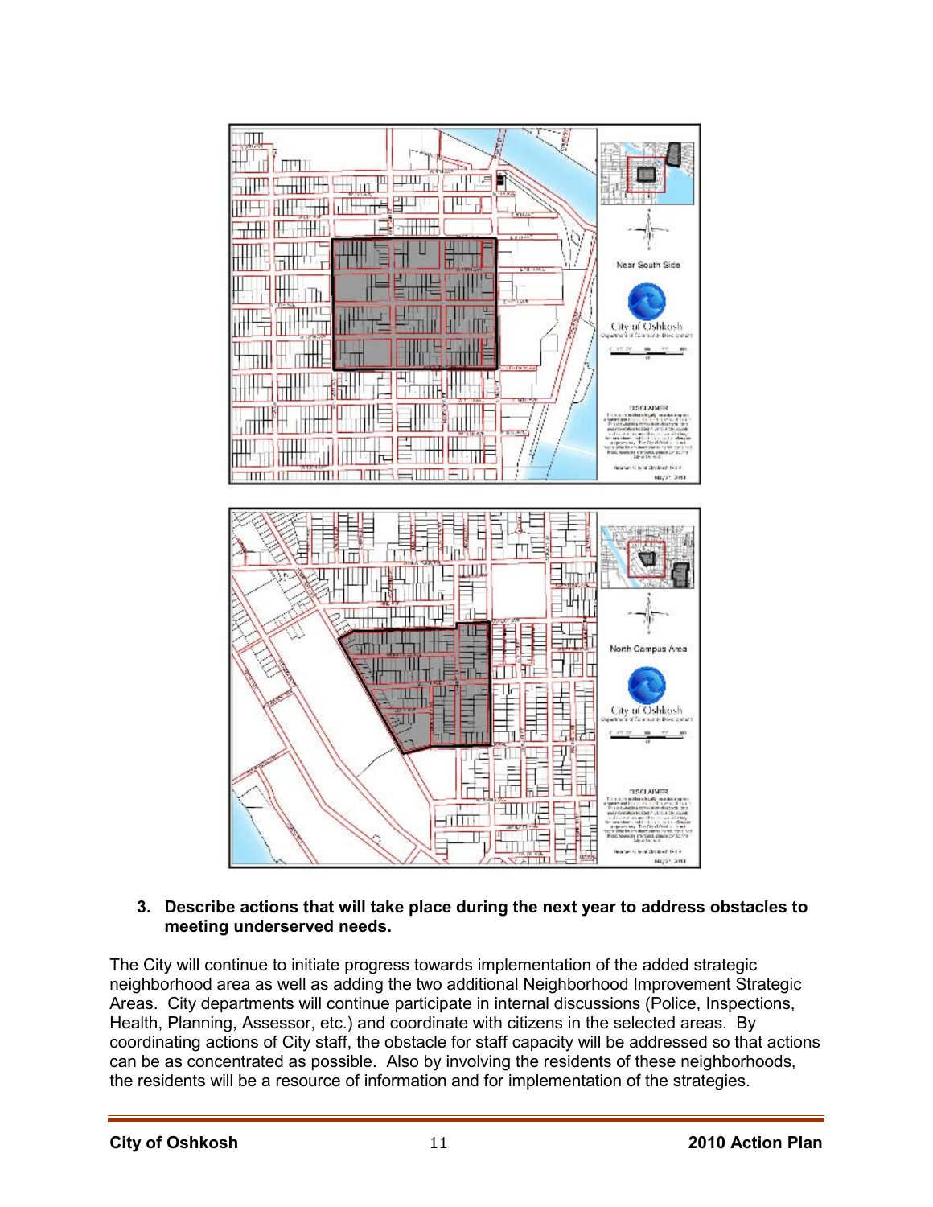**3. Describe actions that will take place during the next year to address obstacles to meeting underserved needs.**

The City will continue to initiate progress towards implementation of the added strategic neighborhood area as well as adding the two additional Neighborhood Improvement Strategic Areas. City departments will continue participate in internal discussions (Police, Inspections, Health, Planning, Assessor, etc.) and coordinate with citizens in the selected areas. By coordinating actions of City staff, the obstacle for staff capacity will be addressed so that actions can be as concentrated as possible. Also by involving the residents of these neighborhoods, the residents will be a resource of information and for implementation of the strategies.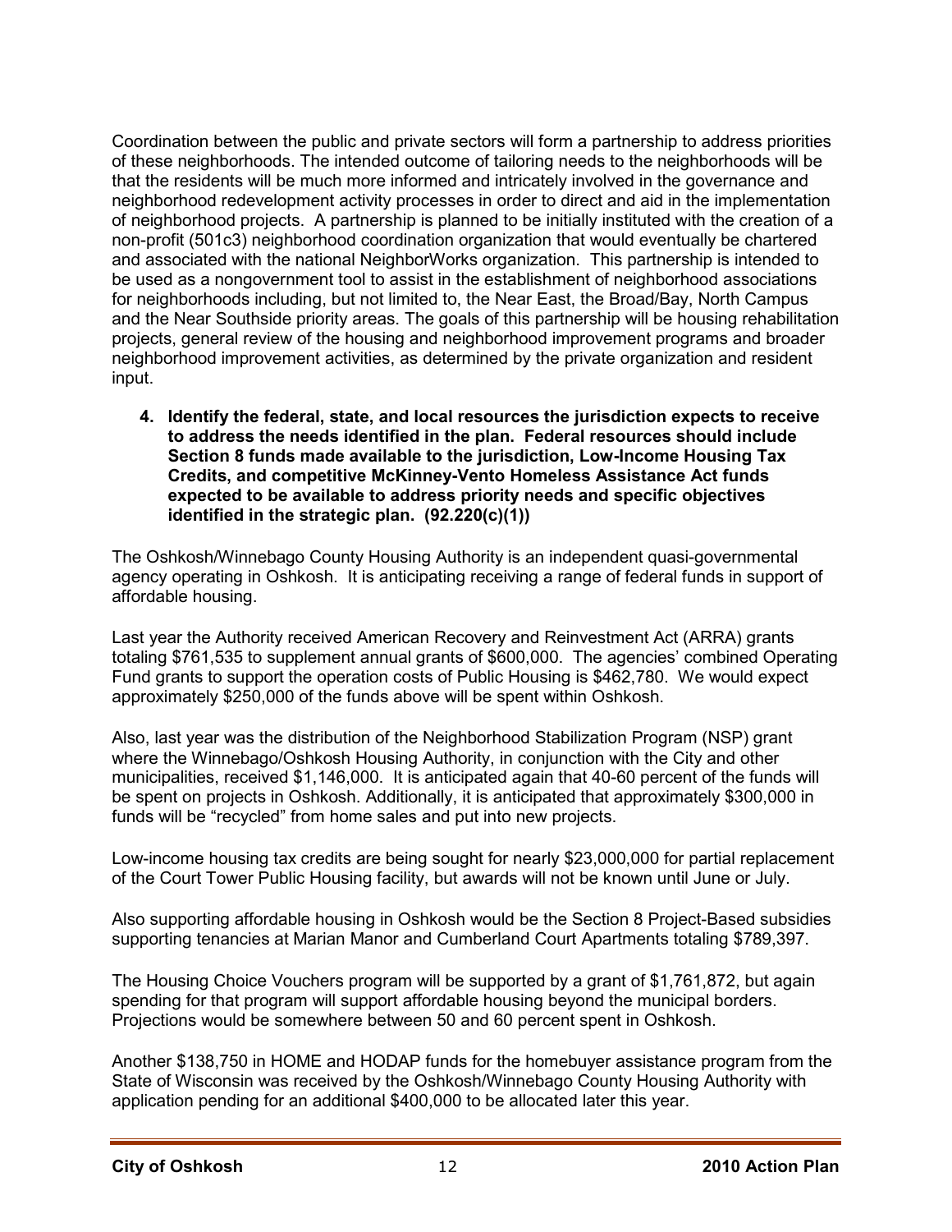Coordination between the public and private sectors will form a partnership to address priorities of these neighborhoods. The intended outcome of tailoring needs to the neighborhoods will be that the residents will be much more informed and intricately involved in the governance and neighborhood redevelopment activity processes in order to direct and aid in the implementation of neighborhood projects. A partnership is planned to be initially instituted with the creation of a non-profit (501c3) neighborhood coordination organization that would eventually be chartered and associated with the national NeighborWorks organization. This partnership is intended to be used as a nongovernment tool to assist in the establishment of neighborhood associations for neighborhoods including, but not limited to, the Near East, the Broad/Bay, North Campus and the Near Southside priority areas. The goals of this partnership will be housing rehabilitation projects, general review of the housing and neighborhood improvement programs and broader neighborhood improvement activities, as determined by the private organization and resident input.

4. **Identify the federal, state, and local resources the jurisdiction expects to receive to address the needs identified in the plan. Federal resources should include Section 8 funds made available to the jurisdiction, Low-Income Housing Tax Credits, and competitive McKinney-Vento Homeless Assistance Act funds expected to be available to address priority needs and specific objectives identified in the strategic plan. (92.220(c)(1))**

The Oshkosh/Winnebago County Housing Authority is an independent quasi-governmental agency operating in Oshkosh. It is anticipating receiving a range of federal funds in support of affordable housing.

Last year the Authority received American Recovery and Reinvestment Act (ARRA) grants totaling $761,535 to supplement annual grants of $600,000. The agencies' combined Operating Fund grants to support the operation costs of Public Housing is $462,780. We would expect approximately $250,000 of the funds above will be spent within Oshkosh.

Also, last year was the distribution of the Neighborhood Stabilization Program (NSP) grant where the Winnebago/Oshkosh Housing Authority, in conjunction with the City and other municipalities, received $1,146,000. It is anticipated again that 40-60 percent of the funds will be spent on projects in Oshkosh. Additionally, it is anticipated that approximately $300,000 in funds will be "recycled" from home sales and put into new projects.

Low-income housing tax credits are being sought for nearly $23,000,000 for partial replacement of the Court Tower Public Housing facility, but awards will not be known until June or July.

Also supporting affordable housing in Oshkosh would be the Section 8 Project-Based subsidies supporting tenancies at Marian Manor and Cumberland Court Apartments totaling $789,397.

The Housing Choice Vouchers program will be supported by a grant of $1,761,872, but again spending for that program will support affordable housing beyond the municipal borders. Projections would be somewhere between 50 and 60 percent spent in Oshkosh.

Another $138,750 in HOME and HODAP funds for the homebuyer assistance program from the State of Wisconsin was received by the Oshkosh/Winnebago County Housing Authority with application pending for an additional $400,000 to be allocated later this year.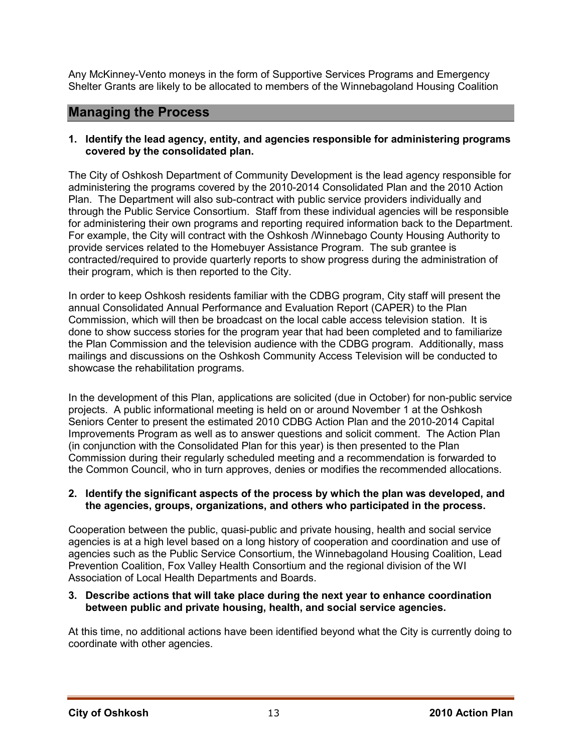Any McKinney-Vento moneys in the form of Supportive Services Programs and Emergency Shelter Grants are likely to be allocated to members of the Winnebagoland Housing Coalition

## Managing the Process

**1. Identify the lead agency, entity, and agencies responsible for administering programs covered by the consolidated plan.**

The City of Oshkosh Department of Community Development is the lead agency responsible for administering the programs covered by the 2010-2014 Consolidated Plan and the 2010 Action Plan. The Department will also sub-contract with public service providers individually and through the Public Service Consortium. Staff from these individual agencies will be responsible for administering their own programs and reporting required information back to the Department. For example, the City will contract with the Oshkosh /Winnebago County Housing Authority to provide services related to the Homebuyer Assistance Program. The sub grantee is contracted/required to provide quarterly reports to show progress during the administration of their program, which is then reported to the City.

In order to keep Oshkosh residents familiar with the CDBG program, City staff will present the annual Consolidated Annual Performance and Evaluation Report (CAPER) to the Plan Commission, which will then be broadcast on the local cable access television station. It is done to show success stories for the program year that had been completed and to familiarize the Plan Commission and the television audience with the CDBG program. Additionally, mass mailings and discussions on the Oshkosh Community Access Television will be conducted to showcase the rehabilitation programs.

In the development of this Plan, applications are solicited (due in October) for non-public service projects. A public informational meeting is held on or around November 1 at the Oshkosh Seniors Center to present the estimated 2010 CDBG Action Plan and the 2010-2014 Capital Improvements Program as well as to answer questions and solicit comment. The Action Plan (in conjunction with the Consolidated Plan for this year) is then presented to the Plan Commission during their regularly scheduled meeting and a recommendation is forwarded to the Common Council, who in turn approves, denies or modifies the recommended allocations.

**2. Identify the significant aspects of the process by which the plan was developed, and the agencies, groups, organizations, and others who participated in the process.**

Cooperation between the public, quasi-public and private housing, health and social service agencies is at a high level based on a long history of cooperation and coordination and use of agencies such as the Public Service Consortium, the Winnebagoland Housing Coalition, Lead Prevention Coalition, Fox Valley Health Consortium and the regional division of the WI Association of Local Health Departments and Boards.

**3. Describe actions that will take place during the next year to enhance coordination between public and private housing, health, and social service agencies.**

At this time, no additional actions have been identified beyond what the City is currently doing to coordinate with other agencies.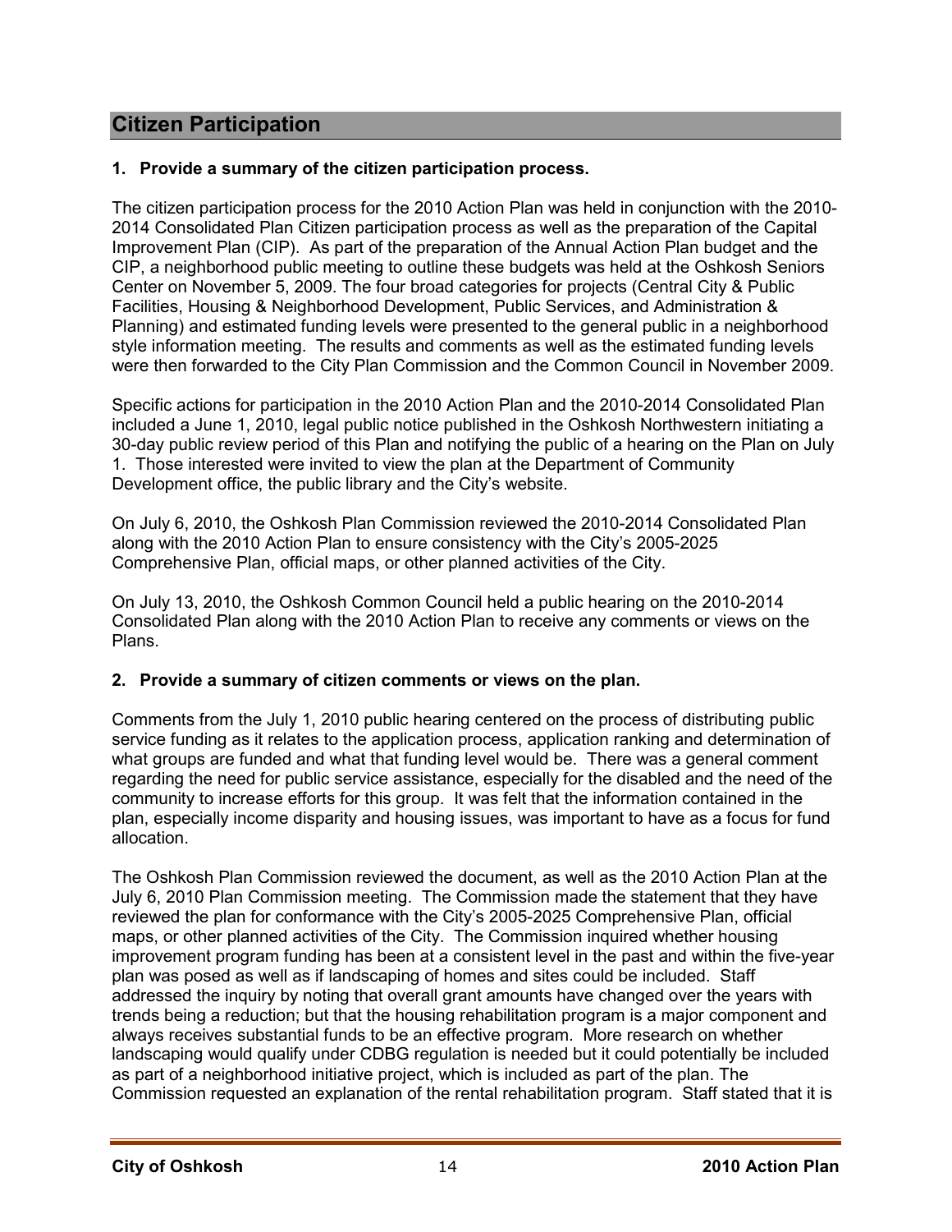## Citizen Participation

**1. Provide a summary of the citizen participation process.**

The citizen participation process for the 2010 Action Plan was held in conjunction with the 2010-2014 Consolidated Plan Citizen participation process as well as the preparation of the Capital Improvement Plan (CIP). As part of the preparation of the Annual Action Plan budget and the CIP, a neighborhood public meeting to outline these budgets was held at the Oshkosh Seniors Center on November 5, 2009. The four broad categories for projects (Central City & Public Facilities, Housing & Neighborhood Development, Public Services, and Administration & Planning) and estimated funding levels were presented to the general public in a neighborhood style information meeting. The results and comments as well as the estimated funding levels were then forwarded to the City Plan Commission and the Common Council in November 2009.

Specific actions for participation in the 2010 Action Plan and the 2010-2014 Consolidated Plan included a June 1, 2010, legal public notice published in the Oshkosh Northwestern initiating a 30-day public review period of this Plan and notifying the public of a hearing on the Plan on July 1. Those interested were invited to view the plan at the Department of Community Development office, the public library and the City's website.

On July 6, 2010, the Oshkosh Plan Commission reviewed the 2010-2014 Consolidated Plan along with the 2010 Action Plan to ensure consistency with the City's 2005-2025 Comprehensive Plan, official maps, or other planned activities of the City.

On July 13, 2010, the Oshkosh Common Council held a public hearing on the 2010-2014 Consolidated Plan along with the 2010 Action Plan to receive any comments or views on the Plans.

**2. Provide a summary of citizen comments or views on the plan.**

Comments from the July 1, 2010 public hearing centered on the process of distributing public service funding as it relates to the application process, application ranking and determination of what groups are funded and what that funding level would be. There was a general comment regarding the need for public service assistance, especially for the disabled and the need of the community to increase efforts for this group. It was felt that the information contained in the plan, especially income disparity and housing issues, was important to have as a focus for fund allocation.

The Oshkosh Plan Commission reviewed the document, as well as the 2010 Action Plan at the July 6, 2010 Plan Commission meeting. The Commission made the statement that they have reviewed the plan for conformance with the City's 2005-2025 Comprehensive Plan, official maps, or other planned activities of the City. The Commission inquired whether housing improvement program funding has been at a consistent level in the past and within the five-year plan was posed as well as if landscaping of homes and sites could be included. Staff addressed the inquiry by noting that overall grant amounts have changed over the years with trends being a reduction; but that the housing rehabilitation program is a major component and always receives substantial funds to be an effective program. More research on whether landscaping would qualify under CDBG regulation is needed but it could potentially be included as part of a neighborhood initiative project, which is included as part of the plan. The Commission requested an explanation of the rental rehabilitation program. Staff stated that it is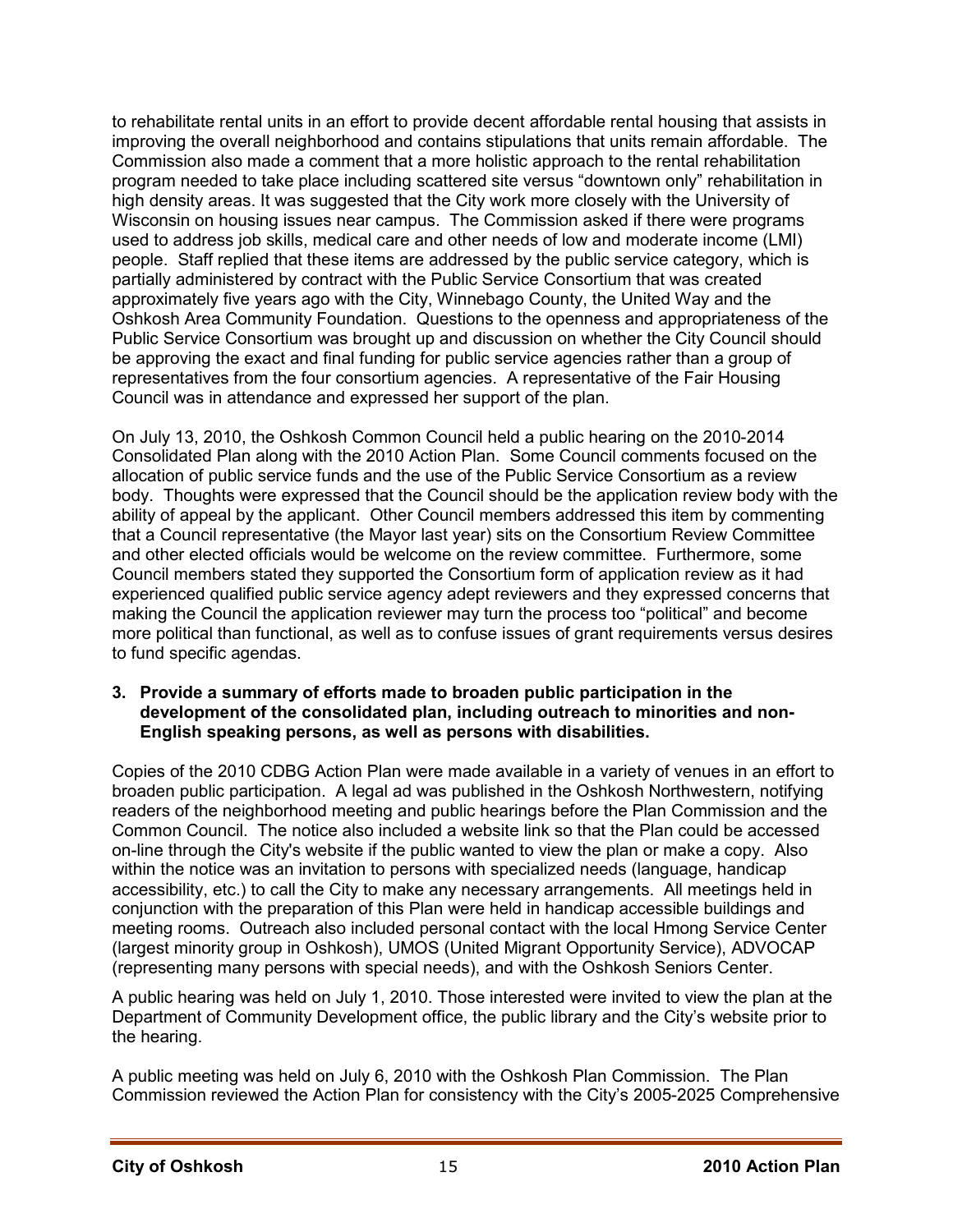to rehabilitate rental units in an effort to provide decent affordable rental housing that assists in improving the overall neighborhood and contains stipulations that units remain affordable. The Commission also made a comment that a more holistic approach to the rental rehabilitation program needed to take place including scattered site versus "downtown only" rehabilitation in high density areas. It was suggested that the City work more closely with the University of Wisconsin on housing issues near campus. The Commission asked if there were programs used to address job skills, medical care and other needs of low and moderate income (LMI) people. Staff replied that these items are addressed by the public service category, which is partially administered by contract with the Public Service Consortium that was created approximately five years ago with the City, Winnebago County, the United Way and the Oshkosh Area Community Foundation. Questions to the openness and appropriateness of the Public Service Consortium was brought up and discussion on whether the City Council should be approving the exact and final funding for public service agencies rather than a group of representatives from the four consortium agencies. A representative of the Fair Housing Council was in attendance and expressed her support of the plan.

On July 13, 2010, the Oshkosh Common Council held a public hearing on the 2010-2014 Consolidated Plan along with the 2010 Action Plan. Some Council comments focused on the allocation of public service funds and the use of the Public Service Consortium as a review body. Thoughts were expressed that the Council should be the application review body with the ability of appeal by the applicant. Other Council members addressed this item by commenting that a Council representative (the Mayor last year) sits on the Consortium Review Committee and other elected officials would be welcome on the review committee. Furthermore, some Council members stated they supported the Consortium form of application review as it had experienced qualified public service agency adept reviewers and they expressed concerns that making the Council the application reviewer may turn the process too "political" and become more political than functional, as well as to confuse issues of grant requirements versus desires to fund specific agendas.

**3. Provide a summary of efforts made to broaden public participation in the development of the consolidated plan, including outreach to minorities and non-English speaking persons, as well as persons with disabilities.**

Copies of the 2010 CDBG Action Plan were made available in a variety of venues in an effort to broaden public participation. A legal ad was published in the Oshkosh Northwestern, notifying readers of the neighborhood meeting and public hearings before the Plan Commission and the Common Council. The notice also included a website link so that the Plan could be accessed on-line through the City's website if the public wanted to view the plan or make a copy. Also within the notice was an invitation to persons with specialized needs (language, handicap accessibility, etc.) to call the City to make any necessary arrangements. All meetings held in conjunction with the preparation of this Plan were held in handicap accessible buildings and meeting rooms. Outreach also included personal contact with the local Hmong Service Center (largest minority group in Oshkosh), UMOS (United Migrant Opportunity Service), ADVOCAP (representing many persons with special needs), and with the Oshkosh Seniors Center.

A public hearing was held on July 1, 2010. Those interested were invited to view the plan at the Department of Community Development office, the public library and the City's website prior to the hearing.

A public meeting was held on July 6, 2010 with the Oshkosh Plan Commission. The Plan Commission reviewed the Action Plan for consistency with the City's 2005-2025 Comprehensive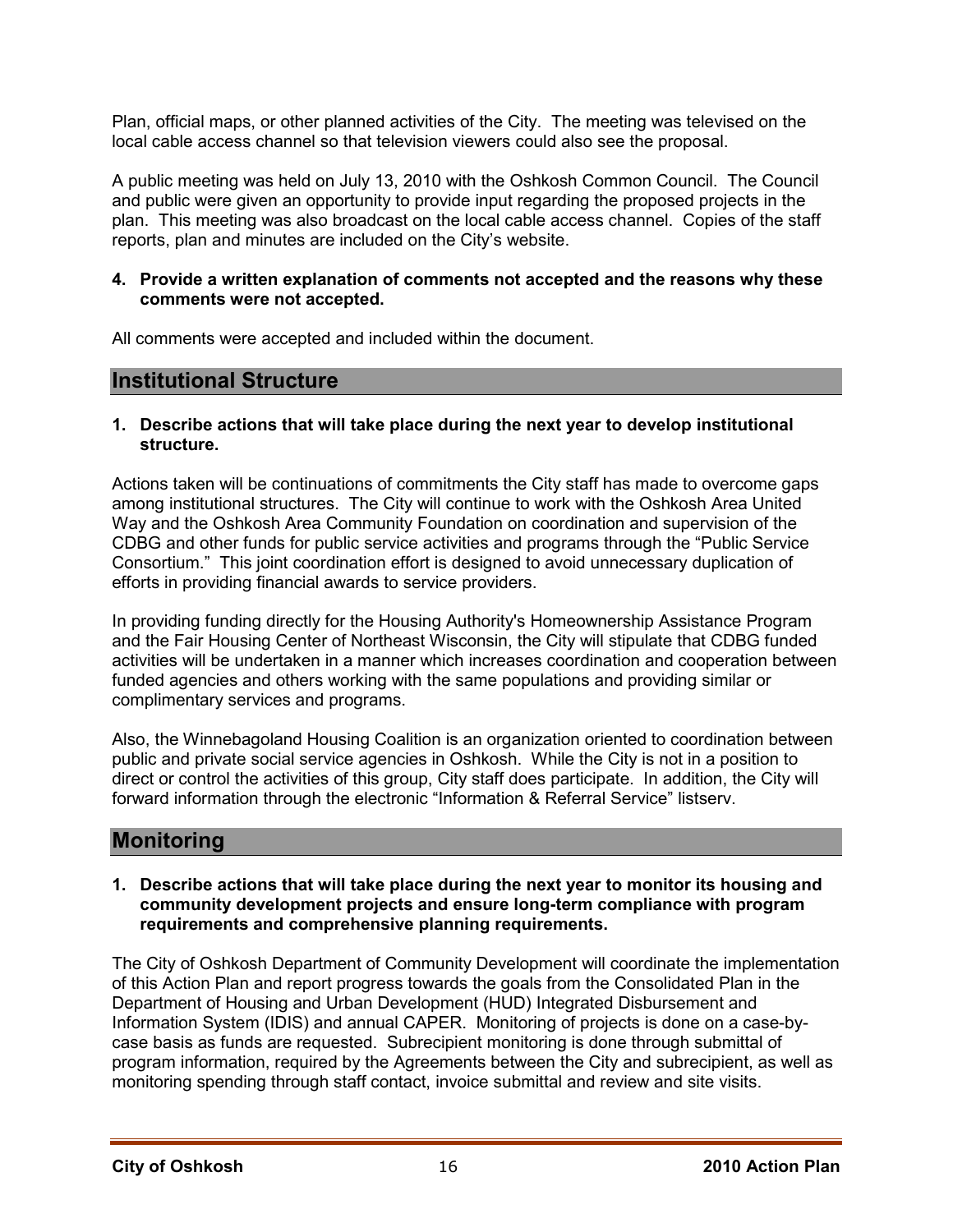Plan, official maps, or other planned activities of the City. The meeting was televised on the local cable access channel so that television viewers could also see the proposal.

A public meeting was held on July 13, 2010 with the Oshkosh Common Council. The Council and public were given an opportunity to provide input regarding the proposed projects in the plan. This meeting was also broadcast on the local cable access channel. Copies of the staff reports, plan and minutes are included on the City's website.

**4. Provide a written explanation of comments not accepted and the reasons why these comments were not accepted.**

All comments were accepted and included within the document.

## Institutional Structure

**1. Describe actions that will take place during the next year to develop institutional structure.**

Actions taken will be continuations of commitments the City staff has made to overcome gaps among institutional structures. The City will continue to work with the Oshkosh Area United Way and the Oshkosh Area Community Foundation on coordination and supervision of the CDBG and other funds for public service activities and programs through the "Public Service Consortium." This joint coordination effort is designed to avoid unnecessary duplication of efforts in providing financial awards to service providers.

In providing funding directly for the Housing Authority's Homeownership Assistance Program and the Fair Housing Center of Northeast Wisconsin, the City will stipulate that CDBG funded activities will be undertaken in a manner which increases coordination and cooperation between funded agencies and others working with the same populations and providing similar or complimentary services and programs.

Also, the Winnebagoland Housing Coalition is an organization oriented to coordination between public and private social service agencies in Oshkosh. While the City is not in a position to direct or control the activities of this group, City staff does participate. In addition, the City will forward information through the electronic "Information & Referral Service" listserv.

## Monitoring

**1. Describe actions that will take place during the next year to monitor its housing and community development projects and ensure long-term compliance with program requirements and comprehensive planning requirements.**

The City of Oshkosh Department of Community Development will coordinate the implementation of this Action Plan and report progress towards the goals from the Consolidated Plan in the Department of Housing and Urban Development (HUD) Integrated Disbursement and Information System (IDIS) and annual CAPER. Monitoring of projects is done on a case-by-case basis as funds are requested. Subrecipient monitoring is done through submittal of program information, required by the Agreements between the City and subrecipient, as well as monitoring spending through staff contact, invoice submittal and review and site visits.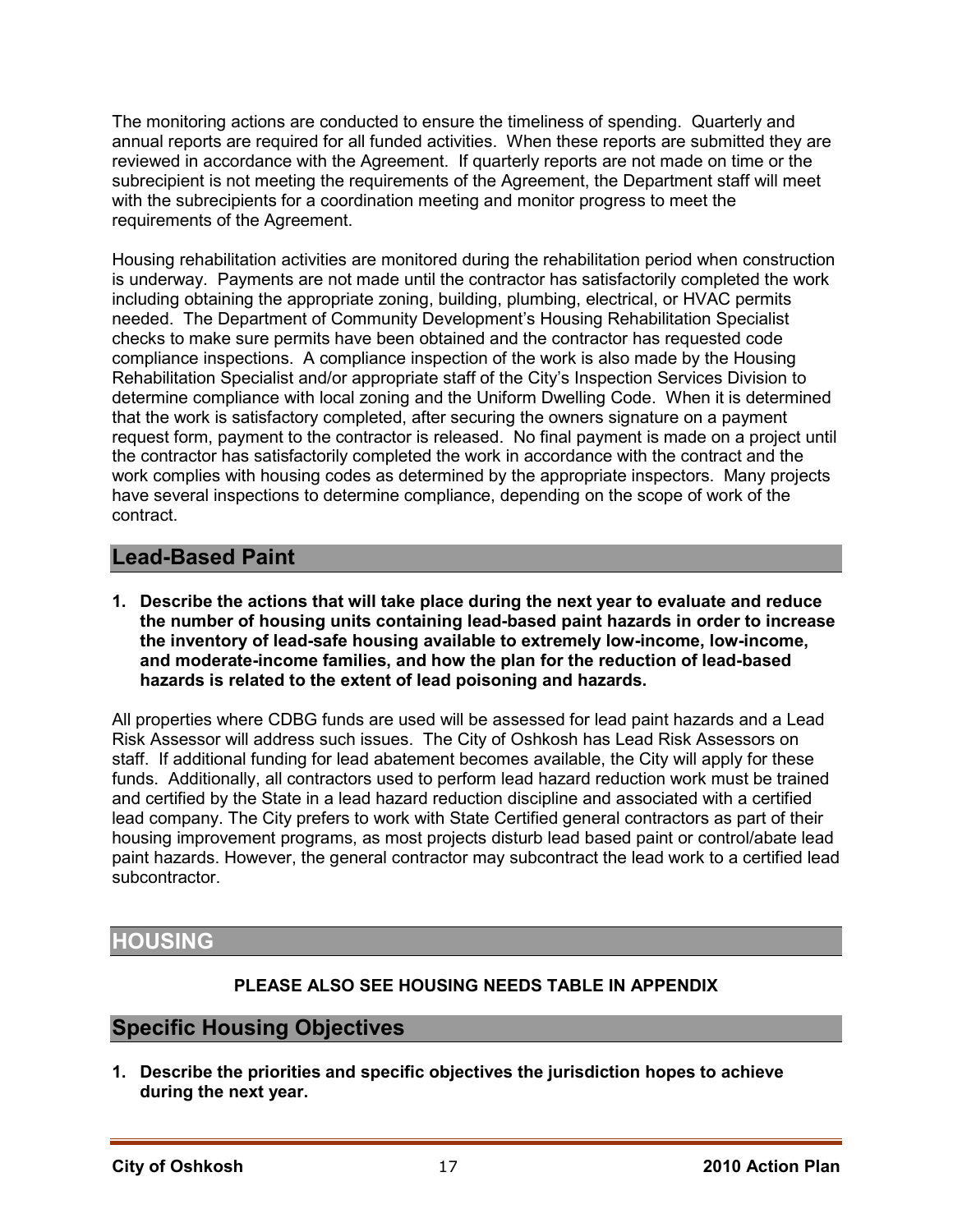The monitoring actions are conducted to ensure the timeliness of spending. Quarterly and annual reports are required for all funded activities. When these reports are submitted they are reviewed in accordance with the Agreement. If quarterly reports are not made on time or the subrecipient is not meeting the requirements of the Agreement, the Department staff will meet with the subrecipients for a coordination meeting and monitor progress to meet the requirements of the Agreement.

Housing rehabilitation activities are monitored during the rehabilitation period when construction is underway. Payments are not made until the contractor has satisfactorily completed the work including obtaining the appropriate zoning, building, plumbing, electrical, or HVAC permits needed. The Department of Community Development's Housing Rehabilitation Specialist checks to make sure permits have been obtained and the contractor has requested code compliance inspections. A compliance inspection of the work is also made by the Housing Rehabilitation Specialist and/or appropriate staff of the City's Inspection Services Division to determine compliance with local zoning and the Uniform Dwelling Code. When it is determined that the work is satisfactory completed, after securing the owners signature on a payment request form, payment to the contractor is released. No final payment is made on a project until the contractor has satisfactorily completed the work in accordance with the contract and the work complies with housing codes as determined by the appropriate inspectors. Many projects have several inspections to determine compliance, depending on the scope of work of the contract.

## Lead-Based Paint

1. **Describe the actions that will take place during the next year to evaluate and reduce the number of housing units containing lead-based paint hazards in order to increase the inventory of lead-safe housing available to extremely low-income, low-income, and moderate-income families, and how the plan for the reduction of lead-based hazards is related to the extent of lead poisoning and hazards.**

All properties where CDBG funds are used will be assessed for lead paint hazards and a Lead Risk Assessor will address such issues. The City of Oshkosh has Lead Risk Assessors on staff. If additional funding for lead abatement becomes available, the City will apply for these funds. Additionally, all contractors used to perform lead hazard reduction work must be trained and certified by the State in a lead hazard reduction discipline and associated with a certified lead company. The City prefers to work with State Certified general contractors as part of their housing improvement programs, as most projects disturb lead based paint or control/abate lead paint hazards. However, the general contractor may subcontract the lead work to a certified lead subcontractor.

## HOUSING

**PLEASE ALSO SEE HOUSING NEEDS TABLE IN APPENDIX**

## Specific Housing Objectives

1. **Describe the priorities and specific objectives the jurisdiction hopes to achieve during the next year.**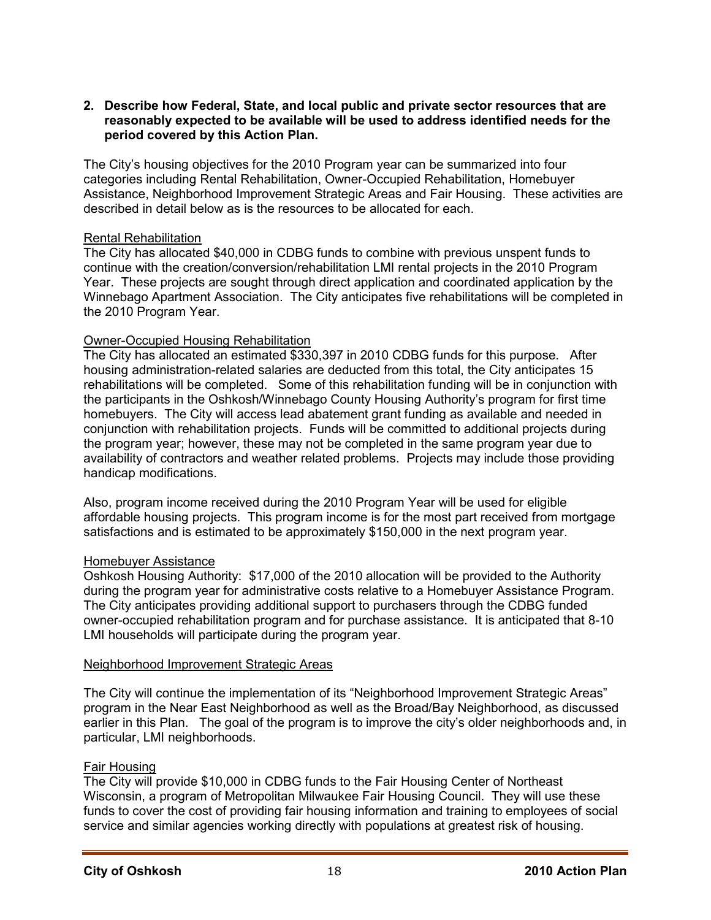**2. Describe how Federal, State, and local public and private sector resources that are reasonably expected to be available will be used to address identified needs for the period covered by this Action Plan.**

The City's housing objectives for the 2010 Program year can be summarized into four categories including Rental Rehabilitation, Owner-Occupied Rehabilitation, Homebuyer Assistance, Neighborhood Improvement Strategic Areas and Fair Housing. These activities are described in detail below as is the resources to be allocated for each.

Rental Rehabilitation

The City has allocated $40,000 in CDBG funds to combine with previous unspent funds to continue with the creation/conversion/rehabilitation LMI rental projects in the 2010 Program Year. These projects are sought through direct application and coordinated application by the Winnebago Apartment Association. The City anticipates five rehabilitations will be completed in the 2010 Program Year.

Owner-Occupied Housing Rehabilitation

The City has allocated an estimated $330,397 in 2010 CDBG funds for this purpose. After housing administration-related salaries are deducted from this total, the City anticipates 15 rehabilitations will be completed. Some of this rehabilitation funding will be in conjunction with the participants in the Oshkosh/Winnebago County Housing Authority's program for first time homebuyers. The City will access lead abatement grant funding as available and needed in conjunction with rehabilitation projects. Funds will be committed to additional projects during the program year; however, these may not be completed in the same program year due to availability of contractors and weather related problems. Projects may include those providing handicap modifications.

Also, program income received during the 2010 Program Year will be used for eligible affordable housing projects. This program income is for the most part received from mortgage satisfactions and is estimated to be approximately $150,000 in the next program year.

Homebuyer Assistance

Oshkosh Housing Authority: $17,000 of the 2010 allocation will be provided to the Authority during the program year for administrative costs relative to a Homebuyer Assistance Program. The City anticipates providing additional support to purchasers through the CDBG funded owner-occupied rehabilitation program and for purchase assistance. It is anticipated that 8-10 LMI households will participate during the program year.

Neighborhood Improvement Strategic Areas

The City will continue the implementation of its "Neighborhood Improvement Strategic Areas" program in the Near East Neighborhood as well as the Broad/Bay Neighborhood, as discussed earlier in this Plan. The goal of the program is to improve the city's older neighborhoods and, in particular, LMI neighborhoods.

Fair Housing

The City will provide $10,000 in CDBG funds to the Fair Housing Center of Northeast Wisconsin, a program of Metropolitan Milwaukee Fair Housing Council. They will use these funds to cover the cost of providing fair housing information and training to employees of social service and similar agencies working directly with populations at greatest risk of housing.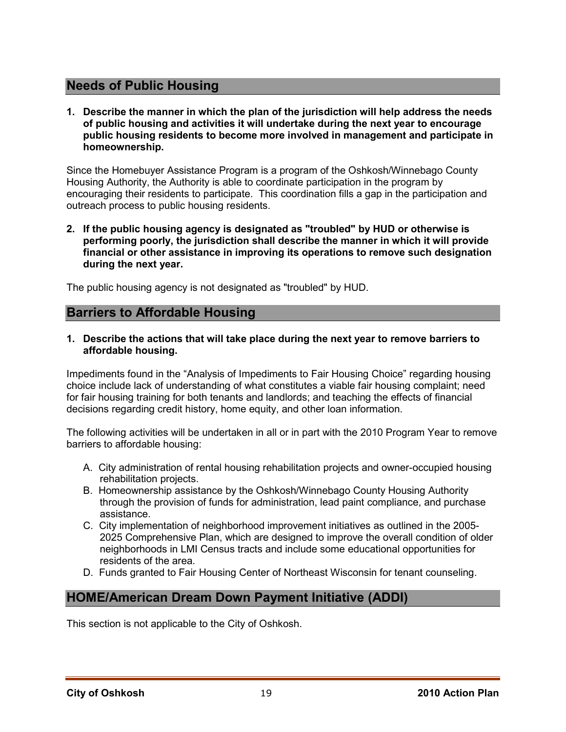## Needs of Public Housing

**1. Describe the manner in which the plan of the jurisdiction will help address the needs of public housing and activities it will undertake during the next year to encourage public housing residents to become more involved in management and participate in homeownership.**

Since the Homebuyer Assistance Program is a program of the Oshkosh/Winnebago County Housing Authority, the Authority is able to coordinate participation in the program by encouraging their residents to participate. This coordination fills a gap in the participation and outreach process to public housing residents.

**2. If the public housing agency is designated as "troubled" by HUD or otherwise is performing poorly, the jurisdiction shall describe the manner in which it will provide financial or other assistance in improving its operations to remove such designation during the next year.**

The public housing agency is not designated as "troubled" by HUD.

## Barriers to Affordable Housing

**1. Describe the actions that will take place during the next year to remove barriers to affordable housing.**

Impediments found in the "Analysis of Impediments to Fair Housing Choice" regarding housing choice include lack of understanding of what constitutes a viable fair housing complaint; need for fair housing training for both tenants and landlords; and teaching the effects of financial decisions regarding credit history, home equity, and other loan information.

The following activities will be undertaken in all or in part with the 2010 Program Year to remove barriers to affordable housing:

A. City administration of rental housing rehabilitation projects and owner-occupied housing rehabilitation projects.
B. Homeownership assistance by the Oshkosh/Winnebago County Housing Authority through the provision of funds for administration, lead paint compliance, and purchase assistance.
C. City implementation of neighborhood improvement initiatives as outlined in the 2005-2025 Comprehensive Plan, which are designed to improve the overall condition of older neighborhoods in LMI Census tracts and include some educational opportunities for residents of the area.
D. Funds granted to Fair Housing Center of Northeast Wisconsin for tenant counseling.

## HOME/American Dream Down Payment Initiative (ADDI)

This section is not applicable to the City of Oshkosh.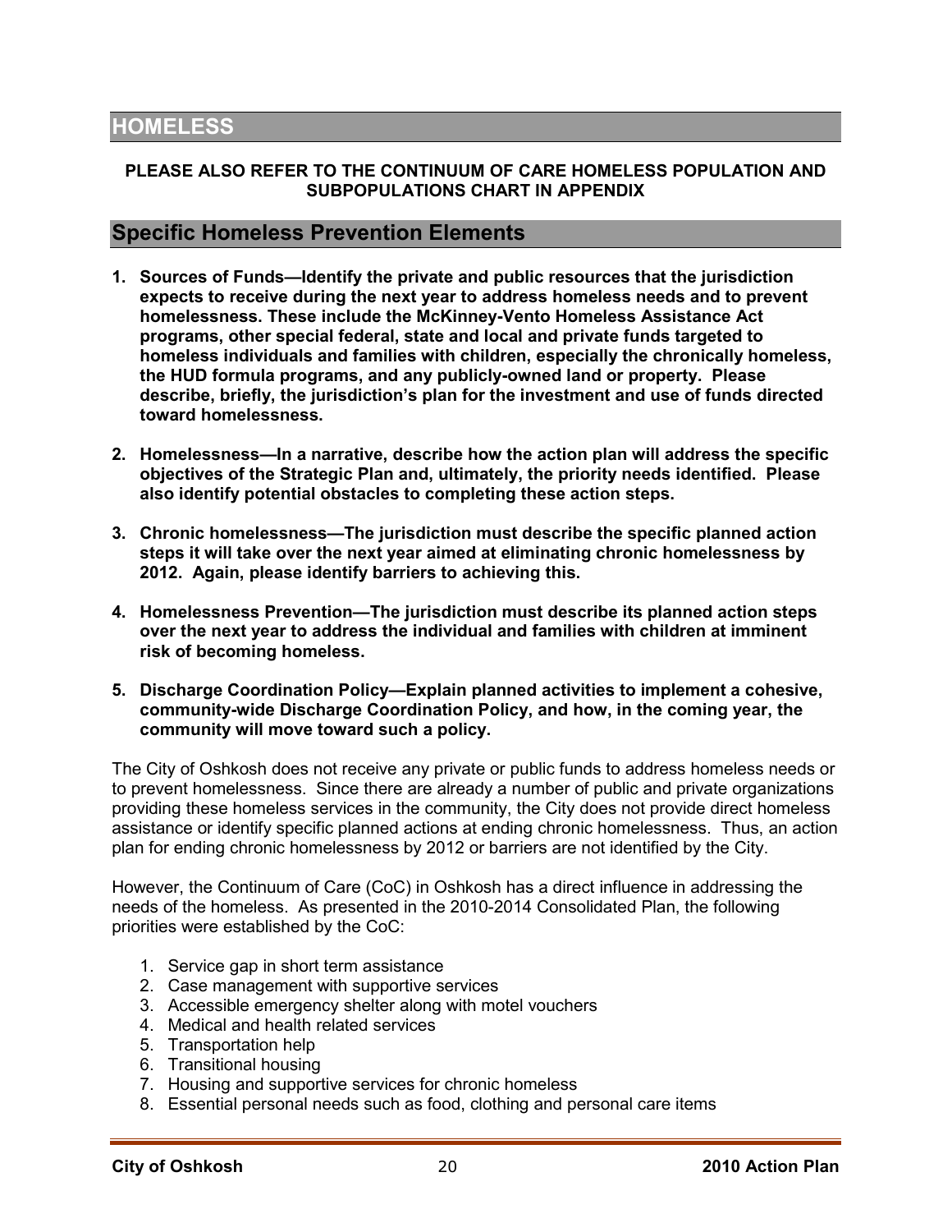# HOMELESS

**PLEASE ALSO REFER TO THE CONTINUUM OF CARE HOMELESS POPULATION AND SUBPOPULATIONS CHART IN APPENDIX**

## Specific Homeless Prevention Elements

1. **Sources of Funds—Identify the private and public resources that the jurisdiction expects to receive during the next year to address homeless needs and to prevent homelessness. These include the McKinney-Vento Homeless Assistance Act programs, other special federal, state and local and private funds targeted to homeless individuals and families with children, especially the chronically homeless, the HUD formula programs, and any publicly-owned land or property. Please describe, briefly, the jurisdiction's plan for the investment and use of funds directed toward homelessness.**

2. **Homelessness—In a narrative, describe how the action plan will address the specific objectives of the Strategic Plan and, ultimately, the priority needs identified. Please also identify potential obstacles to completing these action steps.**

3. **Chronic homelessness—The jurisdiction must describe the specific planned action steps it will take over the next year aimed at eliminating chronic homelessness by 2012. Again, please identify barriers to achieving this.**

4. **Homelessness Prevention—The jurisdiction must describe its planned action steps over the next year to address the individual and families with children at imminent risk of becoming homeless.**

5. **Discharge Coordination Policy—Explain planned activities to implement a cohesive, community-wide Discharge Coordination Policy, and how, in the coming year, the community will move toward such a policy.**

The City of Oshkosh does not receive any private or public funds to address homeless needs or to prevent homelessness. Since there are already a number of public and private organizations providing these homeless services in the community, the City does not provide direct homeless assistance or identify specific planned actions at ending chronic homelessness. Thus, an action plan for ending chronic homelessness by 2012 or barriers are not identified by the City.

However, the Continuum of Care (CoC) in Oshkosh has a direct influence in addressing the needs of the homeless. As presented in the 2010-2014 Consolidated Plan, the following priorities were established by the CoC:

1. Service gap in short term assistance
2. Case management with supportive services
3. Accessible emergency shelter along with motel vouchers
4. Medical and health related services
5. Transportation help
6. Transitional housing
7. Housing and supportive services for chronic homeless
8. Essential personal needs such as food, clothing and personal care items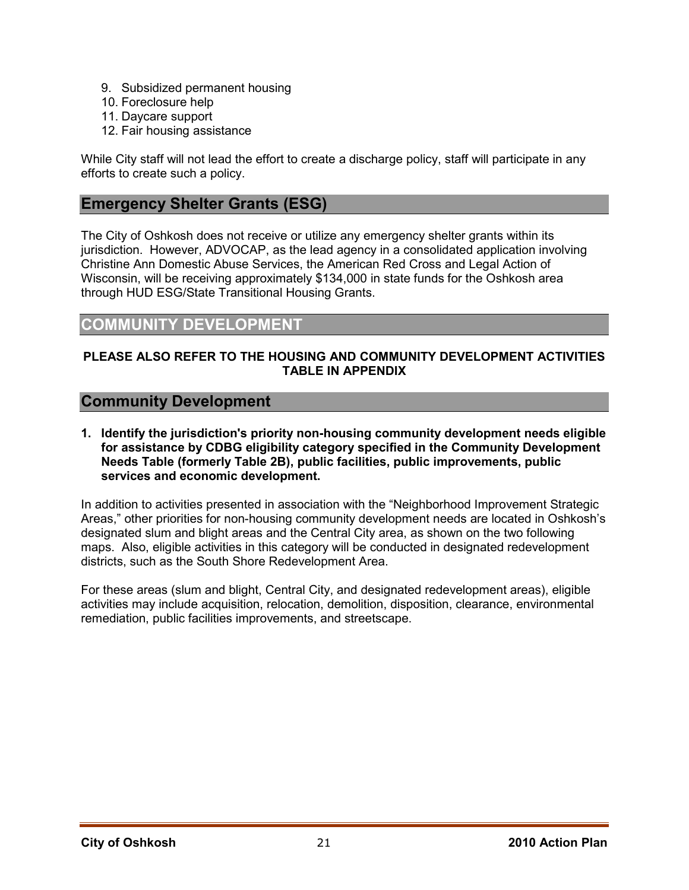9. Subsidized permanent housing
10. Foreclosure help
11. Daycare support
12. Fair housing assistance

While City staff will not lead the effort to create a discharge policy, staff will participate in any efforts to create such a policy.

## Emergency Shelter Grants (ESG)

The City of Oshkosh does not receive or utilize any emergency shelter grants within its jurisdiction. However, ADVOCAP, as the lead agency in a consolidated application involving Christine Ann Domestic Abuse Services, the American Red Cross and Legal Action of Wisconsin, will be receiving approximately $134,000 in state funds for the Oshkosh area through HUD ESG/State Transitional Housing Grants.

# COMMUNITY DEVELOPMENT

**PLEASE ALSO REFER TO THE HOUSING AND COMMUNITY DEVELOPMENT ACTIVITIES TABLE IN APPENDIX**

## Community Development

**1. Identify the jurisdiction's priority non-housing community development needs eligible for assistance by CDBG eligibility category specified in the Community Development Needs Table (formerly Table 2B), public facilities, public improvements, public services and economic development.**

In addition to activities presented in association with the "Neighborhood Improvement Strategic Areas," other priorities for non-housing community development needs are located in Oshkosh's designated slum and blight areas and the Central City area, as shown on the two following maps. Also, eligible activities in this category will be conducted in designated redevelopment districts, such as the South Shore Redevelopment Area.

For these areas (slum and blight, Central City, and designated redevelopment areas), eligible activities may include acquisition, relocation, demolition, disposition, clearance, environmental remediation, public facilities improvements, and streetscape.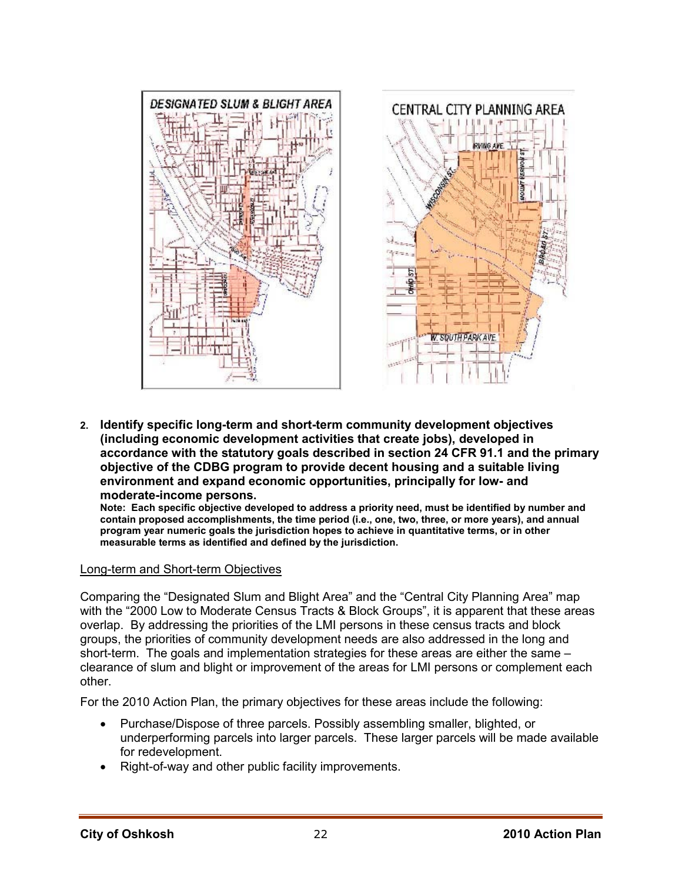**2. Identify specific long-term and short-term community development objectives (including economic development activities that create jobs), developed in accordance with the statutory goals described in section 24 CFR 91.1 and the primary objective of the CDBG program to provide decent housing and a suitable living environment and expand economic opportunities, principally for low- and moderate-income persons.**

**Note: Each specific objective developed to address a priority need, must be identified by number and contain proposed accomplishments, the time period (i.e., one, two, three, or more years), and annual program year numeric goals the jurisdiction hopes to achieve in quantitative terms, or in other measurable terms as identified and defined by the jurisdiction.**

Long-term and Short-term Objectives

Comparing the "Designated Slum and Blight Area" and the "Central City Planning Area" map with the "2000 Low to Moderate Census Tracts & Block Groups", it is apparent that these areas overlap. By addressing the priorities of the LMI persons in these census tracts and block groups, the priorities of community development needs are also addressed in the long and short-term. The goals and implementation strategies for these areas are either the same – clearance of slum and blight or improvement of the areas for LMI persons or complement each other.

For the 2010 Action Plan, the primary objectives for these areas include the following:

- Purchase/Dispose of three parcels. Possibly assembling smaller, blighted, or underperforming parcels into larger parcels. These larger parcels will be made available for redevelopment.
- Right-of-way and other public facility improvements.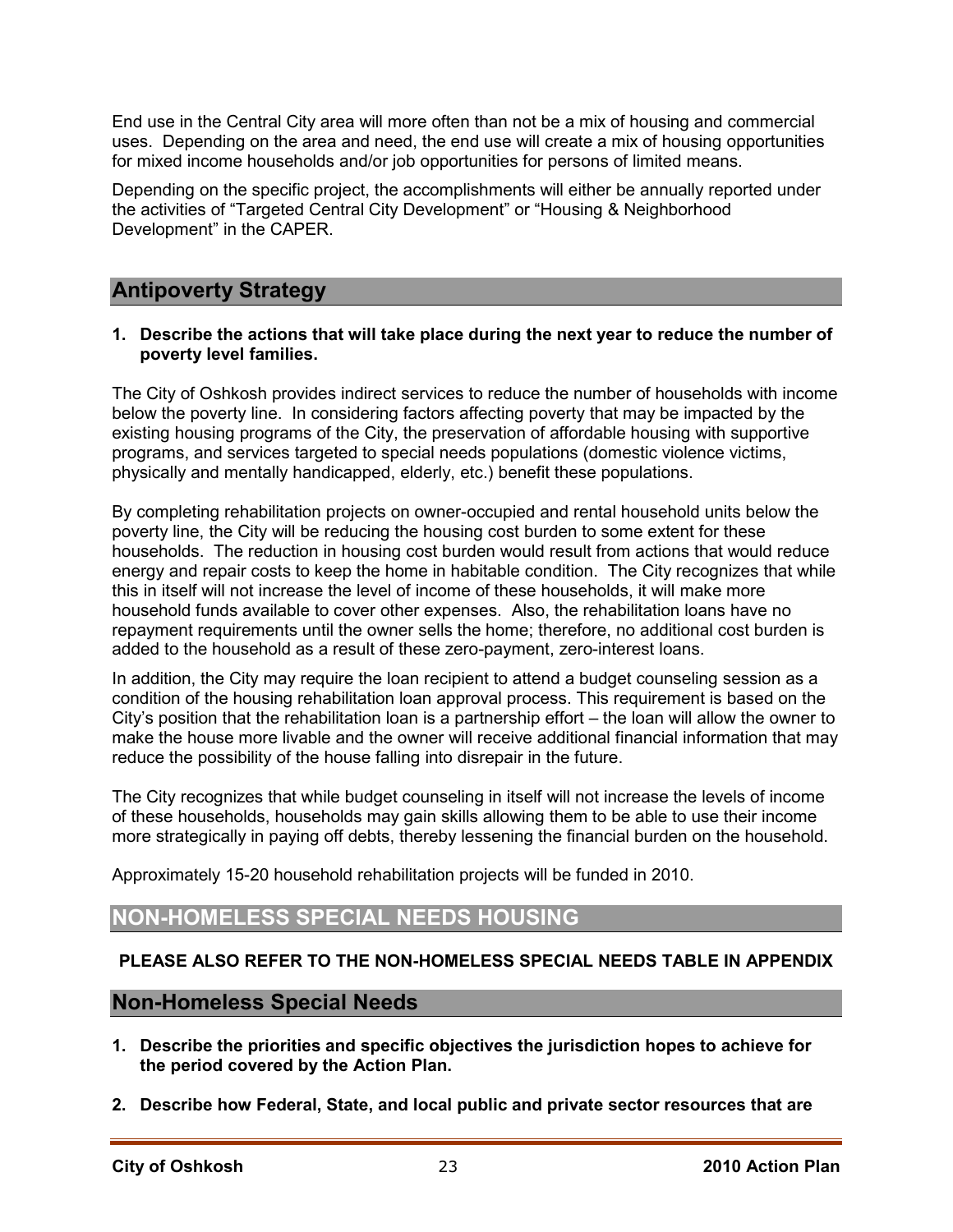End use in the Central City area will more often than not be a mix of housing and commercial uses. Depending on the area and need, the end use will create a mix of housing opportunities for mixed income households and/or job opportunities for persons of limited means.

Depending on the specific project, the accomplishments will either be annually reported under the activities of "Targeted Central City Development" or "Housing & Neighborhood Development" in the CAPER.

## Antipoverty Strategy

**1. Describe the actions that will take place during the next year to reduce the number of poverty level families.**

The City of Oshkosh provides indirect services to reduce the number of households with income below the poverty line. In considering factors affecting poverty that may be impacted by the existing housing programs of the City, the preservation of affordable housing with supportive programs, and services targeted to special needs populations (domestic violence victims, physically and mentally handicapped, elderly, etc.) benefit these populations.

By completing rehabilitation projects on owner-occupied and rental household units below the poverty line, the City will be reducing the housing cost burden to some extent for these households. The reduction in housing cost burden would result from actions that would reduce energy and repair costs to keep the home in habitable condition. The City recognizes that while this in itself will not increase the level of income of these households, it will make more household funds available to cover other expenses. Also, the rehabilitation loans have no repayment requirements until the owner sells the home; therefore, no additional cost burden is added to the household as a result of these zero-payment, zero-interest loans.

In addition, the City may require the loan recipient to attend a budget counseling session as a condition of the housing rehabilitation loan approval process. This requirement is based on the City's position that the rehabilitation loan is a partnership effort – the loan will allow the owner to make the house more livable and the owner will receive additional financial information that may reduce the possibility of the house falling into disrepair in the future.

The City recognizes that while budget counseling in itself will not increase the levels of income of these households, households may gain skills allowing them to be able to use their income more strategically in paying off debts, thereby lessening the financial burden on the household.

Approximately 15-20 household rehabilitation projects will be funded in 2010.

## NON-HOMELESS SPECIAL NEEDS HOUSING

**PLEASE ALSO REFER TO THE NON-HOMELESS SPECIAL NEEDS TABLE IN APPENDIX**

## Non-Homeless Special Needs

**1. Describe the priorities and specific objectives the jurisdiction hopes to achieve for the period covered by the Action Plan.**

**2. Describe how Federal, State, and local public and private sector resources that are**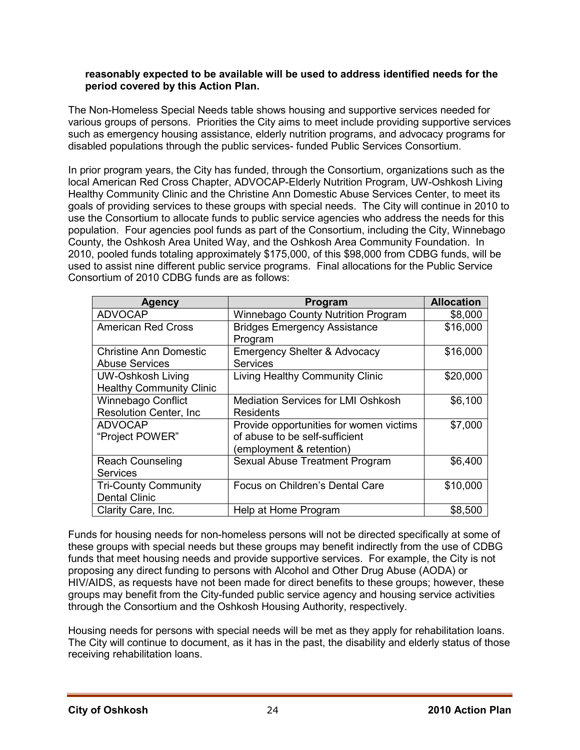**reasonably expected to be available will be used to address identified needs for the period covered by this Action Plan.**

The Non-Homeless Special Needs table shows housing and supportive services needed for various groups of persons. Priorities the City aims to meet include providing supportive services such as emergency housing assistance, elderly nutrition programs, and advocacy programs for disabled populations through the public services- funded Public Services Consortium.

In prior program years, the City has funded, through the Consortium, organizations such as the local American Red Cross Chapter, ADVOCAP-Elderly Nutrition Program, UW-Oshkosh Living Healthy Community Clinic and the Christine Ann Domestic Abuse Services Center, to meet its goals of providing services to these groups with special needs. The City will continue in 2010 to use the Consortium to allocate funds to public service agencies who address the needs for this population. Four agencies pool funds as part of the Consortium, including the City, Winnebago County, the Oshkosh Area United Way, and the Oshkosh Area Community Foundation. In 2010, pooled funds totaling approximately $175,000, of this $98,000 from CDBG funds, will be used to assist nine different public service programs. Final allocations for the Public Service Consortium of 2010 CDBG funds are as follows:

| Agency | Program | Allocation |
|---|---|---|
| ADVOCAP | Winnebago County Nutrition Program | $8,000 |
| American Red Cross | Bridges Emergency Assistance Program | $16,000 |
| Christine Ann Domestic Abuse Services | Emergency Shelter & Advocacy Services | $16,000 |
| UW-Oshkosh Living Healthy Community Clinic | Living Healthy Community Clinic | $20,000 |
| Winnebago Conflict Resolution Center, Inc | Mediation Services for LMI Oshkosh Residents | $6,100 |
| ADVOCAP "Project POWER" | Provide opportunities for women victims of abuse to be self-sufficient (employment & retention) | $7,000 |
| Reach Counseling Services | Sexual Abuse Treatment Program | $6,400 |
| Tri-County Community Dental Clinic | Focus on Children's Dental Care | $10,000 |
| Clarity Care, Inc. | Help at Home Program | $8,500 |

Funds for housing needs for non-homeless persons will not be directed specifically at some of these groups with special needs but these groups may benefit indirectly from the use of CDBG funds that meet housing needs and provide supportive services. For example, the City is not proposing any direct funding to persons with Alcohol and Other Drug Abuse (AODA) or HIV/AIDS, as requests have not been made for direct benefits to these groups; however, these groups may benefit from the City-funded public service agency and housing service activities through the Consortium and the Oshkosh Housing Authority, respectively.

Housing needs for persons with special needs will be met as they apply for rehabilitation loans. The City will continue to document, as it has in the past, the disability and elderly status of those receiving rehabilitation loans.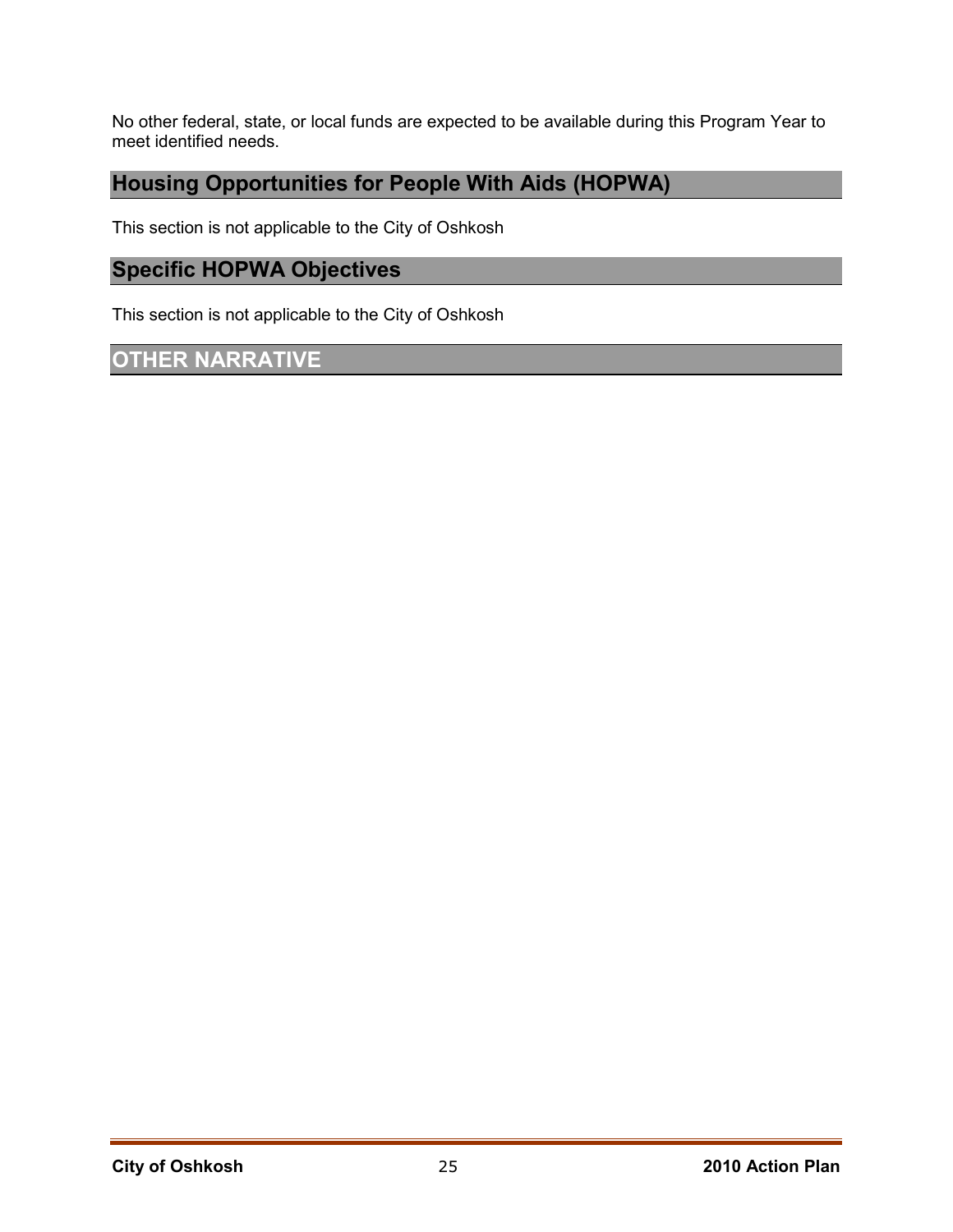No other federal, state, or local funds are expected to be available during this Program Year to meet identified needs.

## Housing Opportunities for People With Aids (HOPWA)

This section is not applicable to the City of Oshkosh

## Specific HOPWA Objectives

This section is not applicable to the City of Oshkosh

## OTHER NARRATIVE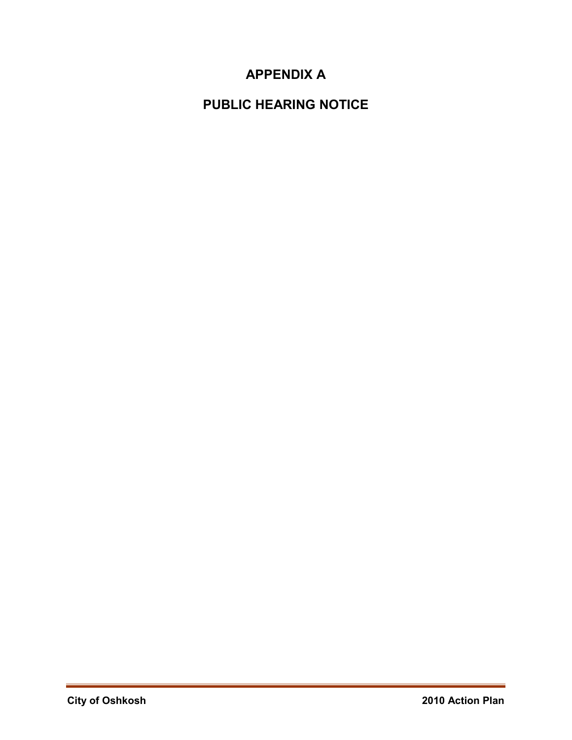# APPENDIX A

# PUBLIC HEARING NOTICE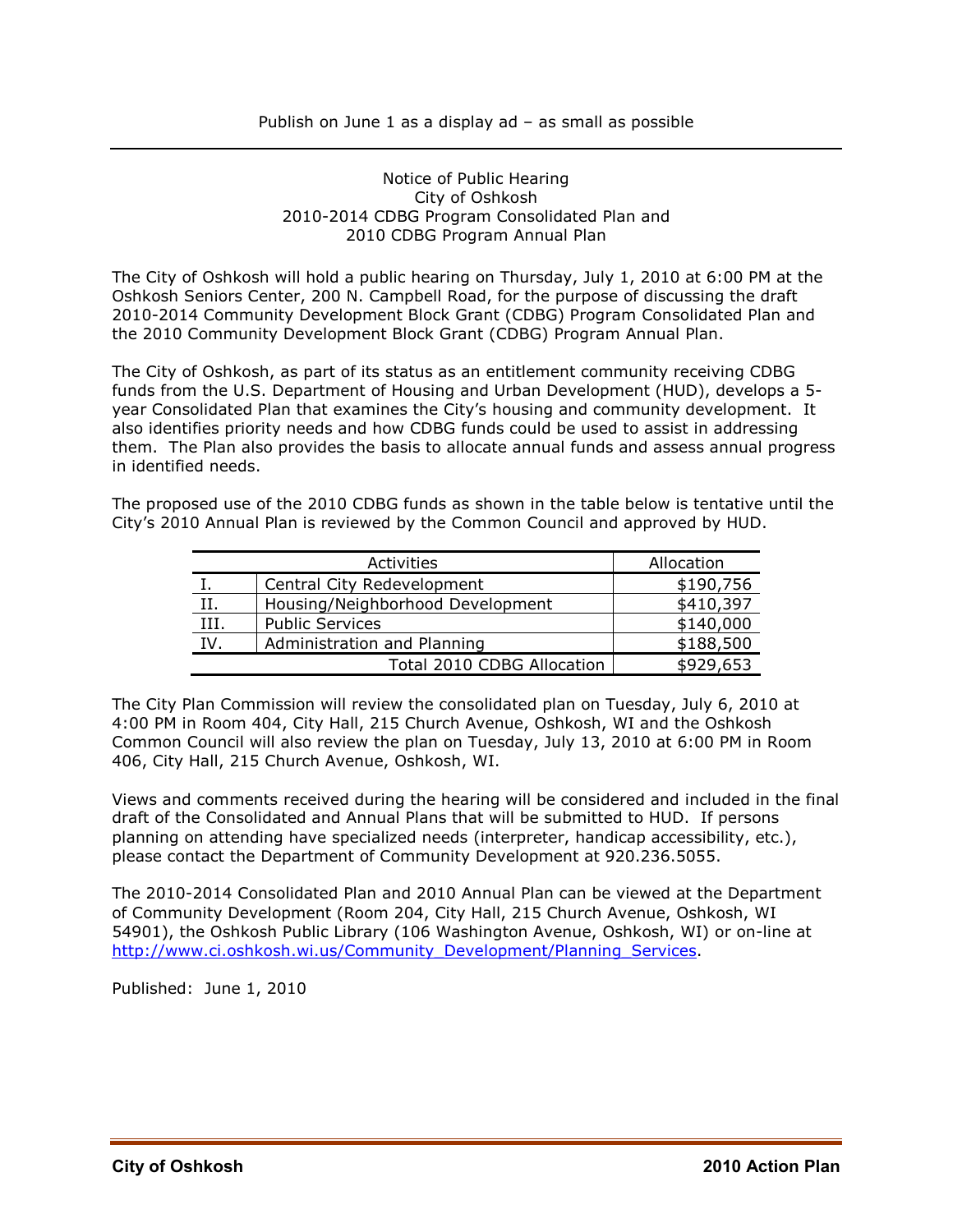Publish on June 1 as a display ad – as small as possible

---

Notice of Public Hearing
City of Oshkosh
2010-2014 CDBG Program Consolidated Plan and
2010 CDBG Program Annual Plan

The City of Oshkosh will hold a public hearing on Thursday, July 1, 2010 at 6:00 PM at the Oshkosh Seniors Center, 200 N. Campbell Road, for the purpose of discussing the draft 2010-2014 Community Development Block Grant (CDBG) Program Consolidated Plan and the 2010 Community Development Block Grant (CDBG) Program Annual Plan.

The City of Oshkosh, as part of its status as an entitlement community receiving CDBG funds from the U.S. Department of Housing and Urban Development (HUD), develops a 5-year Consolidated Plan that examines the City's housing and community development. It also identifies priority needs and how CDBG funds could be used to assist in addressing them. The Plan also provides the basis to allocate annual funds and assess annual progress in identified needs.

The proposed use of the 2010 CDBG funds as shown in the table below is tentative until the City's 2010 Annual Plan is reviewed by the Common Council and approved by HUD.

| Activities | | Allocation |
|---|---|---|
| I. | Central City Redevelopment | $190,756 |
| II. | Housing/Neighborhood Development | $410,397 |
| III. | Public Services | $140,000 |
| IV. | Administration and Planning | $188,500 |
| | Total 2010 CDBG Allocation | $929,653 |

The City Plan Commission will review the consolidated plan on Tuesday, July 6, 2010 at 4:00 PM in Room 404, City Hall, 215 Church Avenue, Oshkosh, WI and the Oshkosh Common Council will also review the plan on Tuesday, July 13, 2010 at 6:00 PM in Room 406, City Hall, 215 Church Avenue, Oshkosh, WI.

Views and comments received during the hearing will be considered and included in the final draft of the Consolidated and Annual Plans that will be submitted to HUD. If persons planning on attending have specialized needs (interpreter, handicap accessibility, etc.), please contact the Department of Community Development at 920.236.5055.

The 2010-2014 Consolidated Plan and 2010 Annual Plan can be viewed at the Department of Community Development (Room 204, City Hall, 215 Church Avenue, Oshkosh, WI 54901), the Oshkosh Public Library (106 Washington Avenue, Oshkosh, WI) or on-line at http://www.ci.oshkosh.wi.us/Community_Development/Planning_Services.

Published: June 1, 2010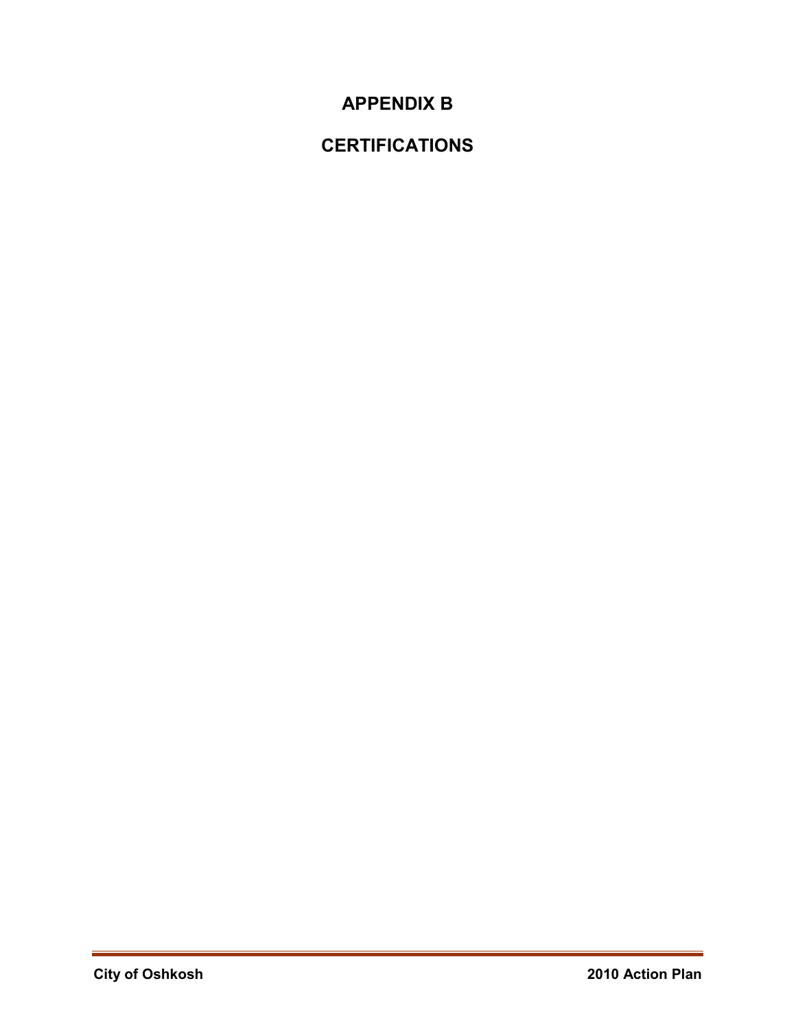# APPENDIX B

# CERTIFICATIONS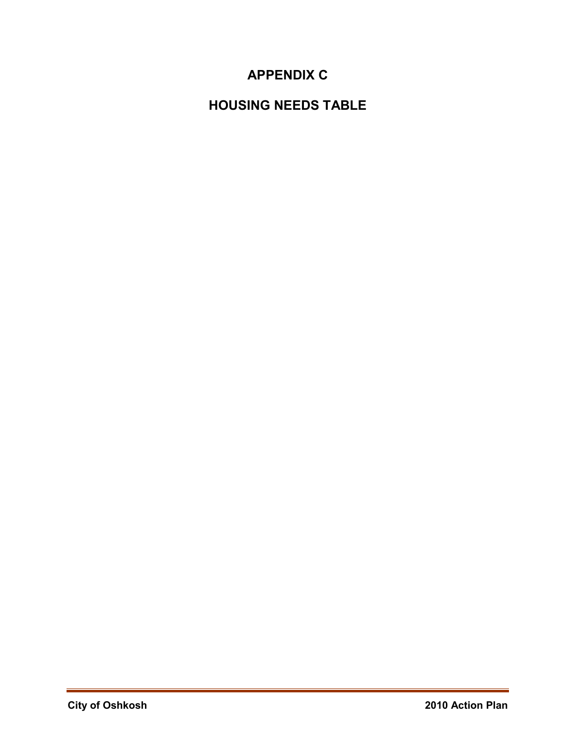# APPENDIX C

# HOUSING NEEDS TABLE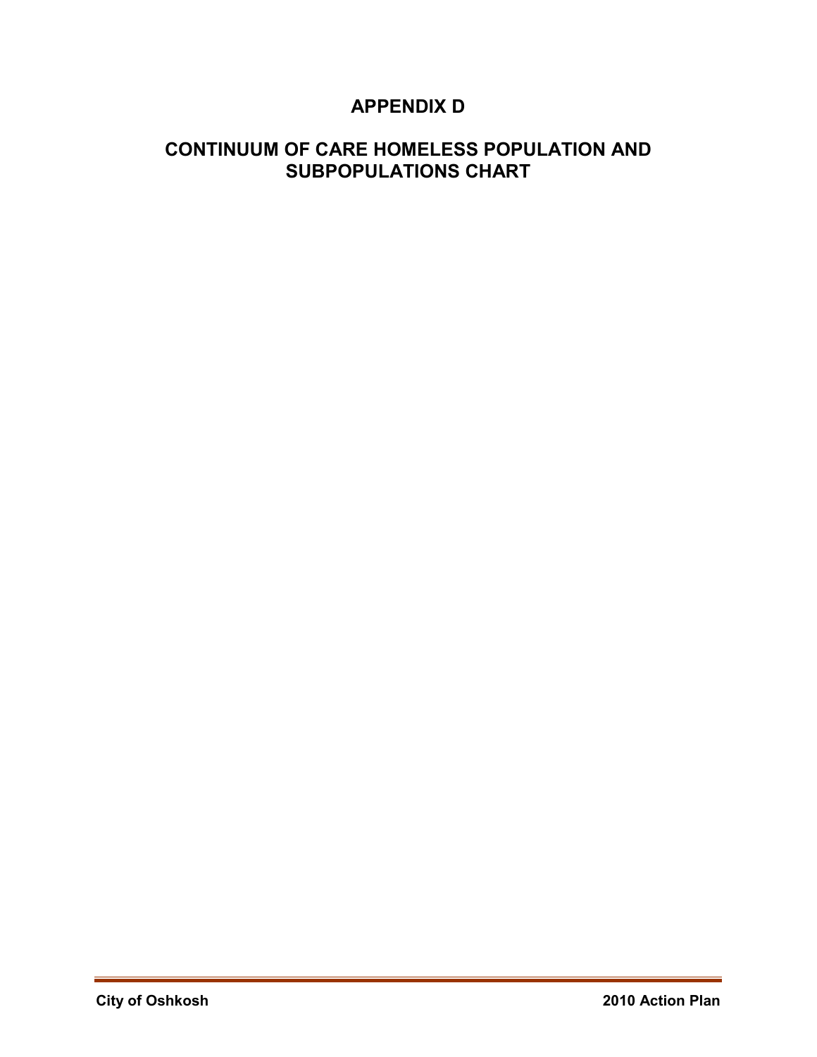# APPENDIX D

## CONTINUUM OF CARE HOMELESS POPULATION AND SUBPOPULATIONS CHART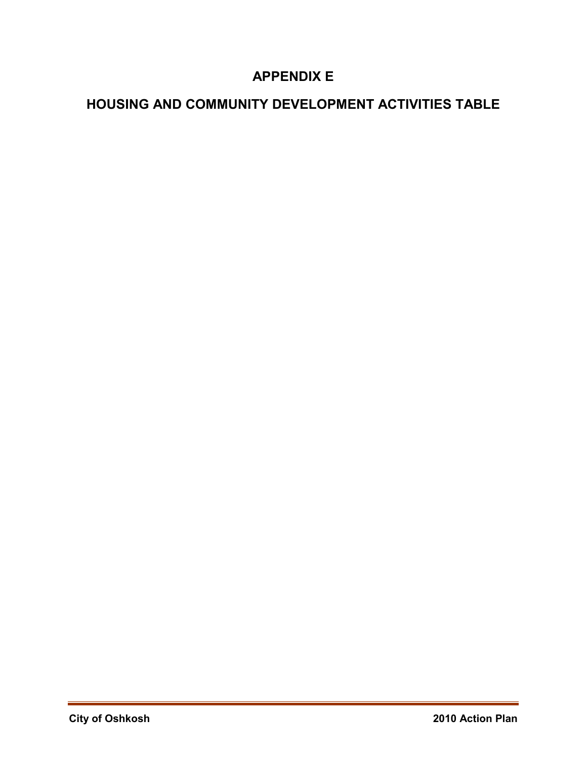# APPENDIX E

# HOUSING AND COMMUNITY DEVELOPMENT ACTIVITIES TABLE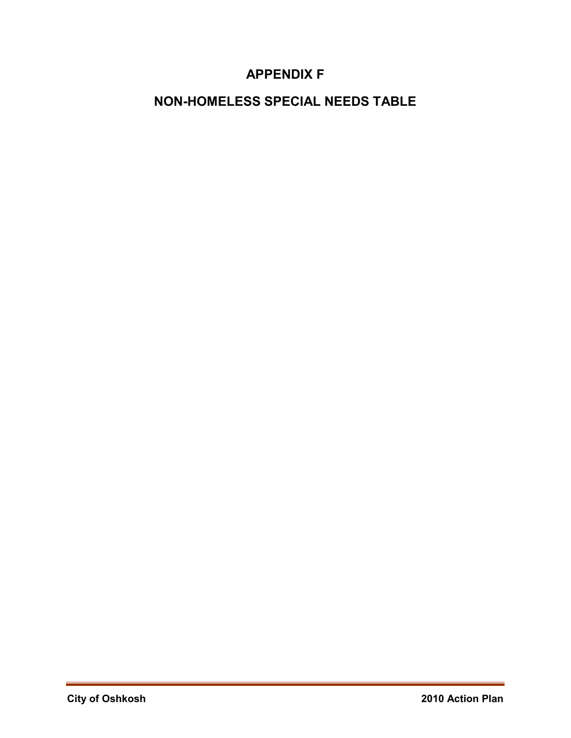# APPENDIX F

# NON-HOMELESS SPECIAL NEEDS TABLE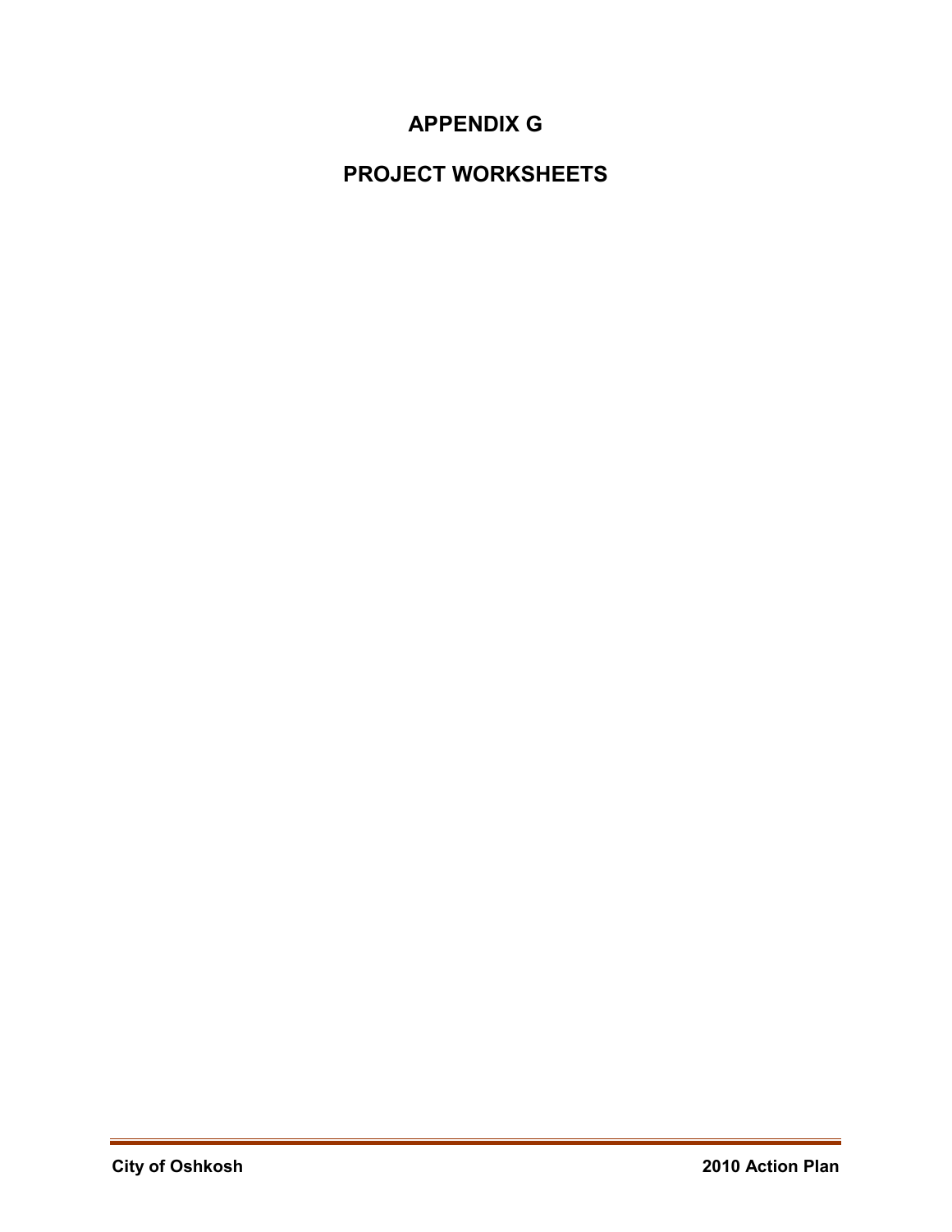# APPENDIX G

# PROJECT WORKSHEETS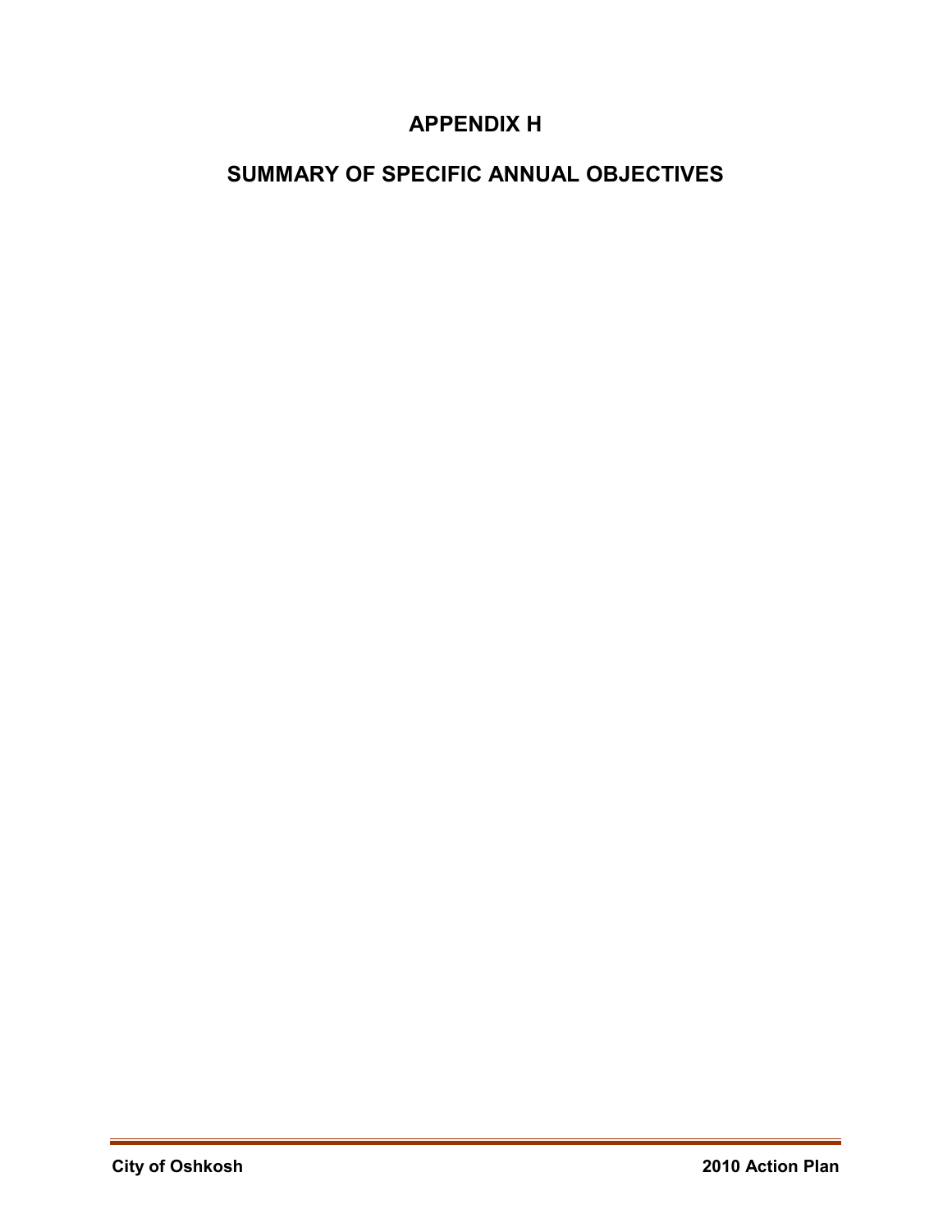# APPENDIX H

# SUMMARY OF SPECIFIC ANNUAL OBJECTIVES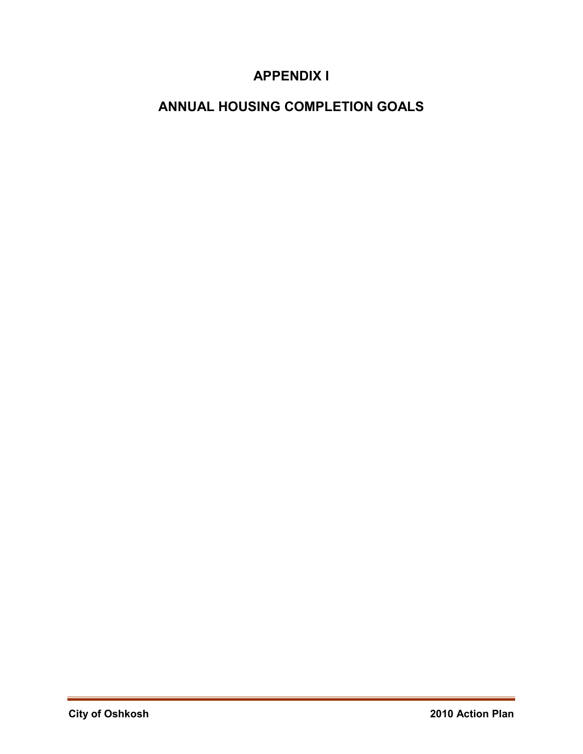# APPENDIX I

# ANNUAL HOUSING COMPLETION GOALS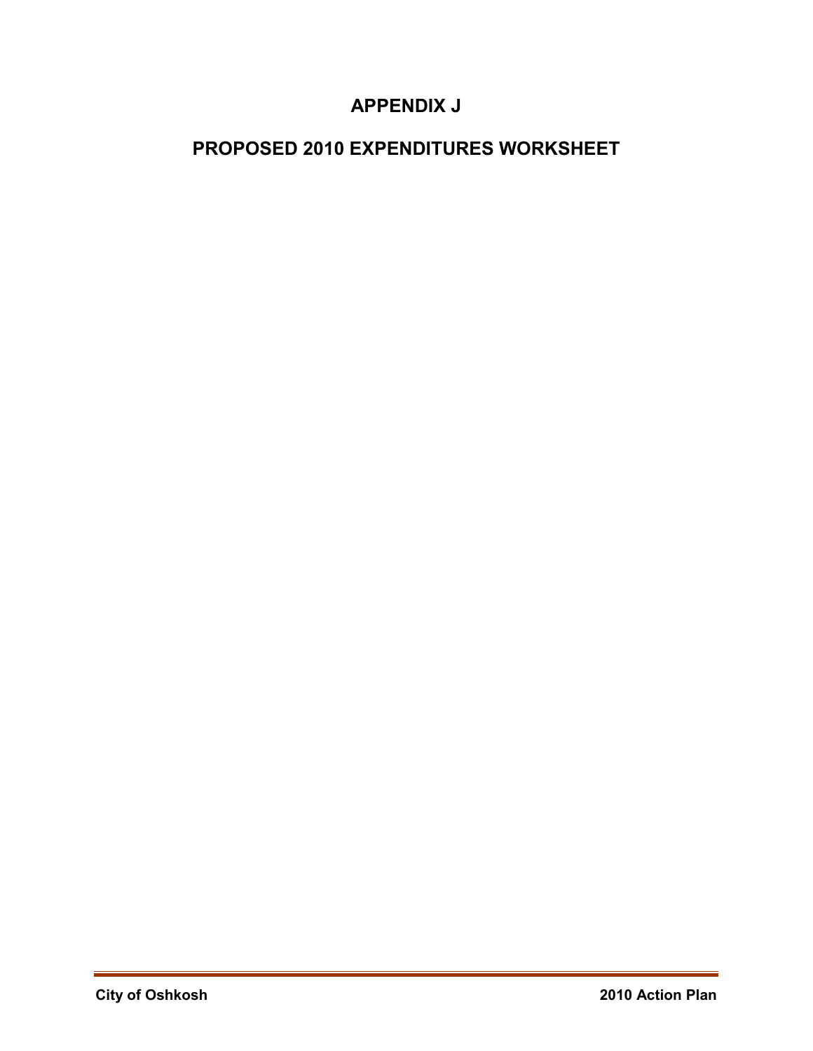# APPENDIX J

# PROPOSED 2010 EXPENDITURES WORKSHEET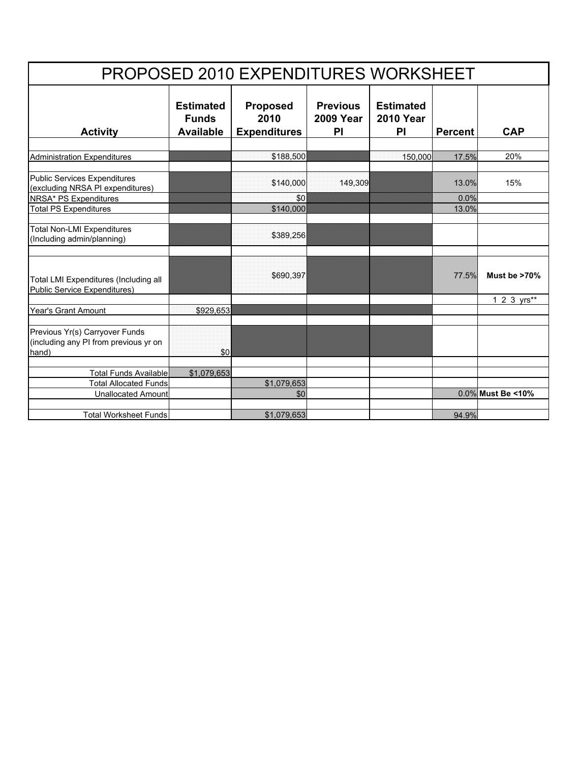# PROPOSED 2010 EXPENDITURES WORKSHEET

| Activity | Estimated Funds Available | Proposed 2010 Expenditures | Previous 2009 Year PI | Estimated 2010 Year PI | Percent | CAP |
|---|---|---|---|---|---|---|
| Administration Expenditures | | $188,500 | | 150,000 | 17.5% | 20% |
| Public Services Expenditures (excluding NRSA PI expenditures) | | $140,000 | 149,309 | | 13.0% | 15% |
| NRSA* PS Expenditures | | $0 | | | 0.0% | |
| Total PS Expenditures | | $140,000 | | | 13.0% | |
| Total Non-LMI Expenditures (Including admin/planning) | | $389,256 | | | | |
| Total LMI Expenditures (Including all Public Service Expenditures) | | $690,397 | | | 77.5% | **Must be >70%** |
| | | | | | | 1 2 3 yrs** |
| Year's Grant Amount | $929,653 | | | | | |
| Previous Yr(s) Carryover Funds (including any PI from previous yr on hand) | $0 | | | | | |
| Total Funds Available | $1,079,653 | | | | | |
| Total Allocated Funds | | $1,079,653 | | | | |
| Unallocated Amount | | $0 | | | 0.0% | **Must Be <10%** |
| Total Worksheet Funds | | $1,079,653 | | | 94.9% | |